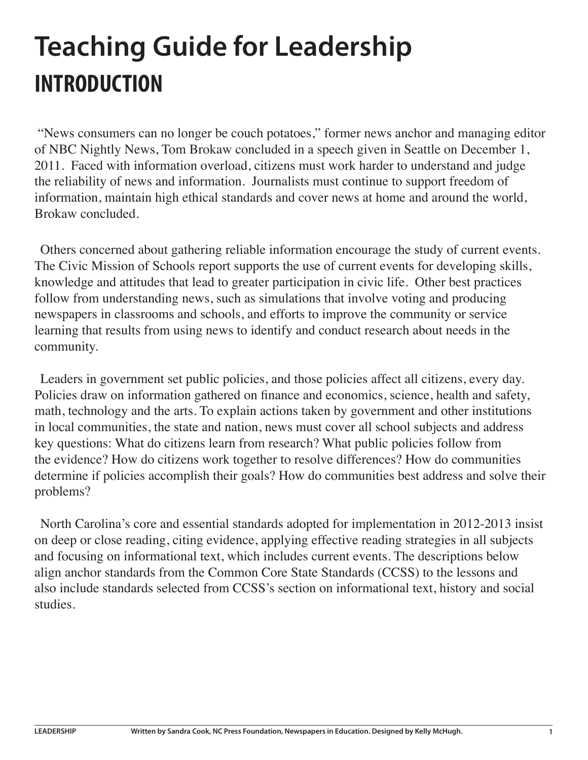# Teaching Guide for Leadership

## INTRODUCTION

"News consumers can no longer be couch potatoes," former news anchor and managing editor of NBC Nightly News, Tom Brokaw concluded in a speech given in Seattle on December 1, 2011. Faced with information overload, citizens must work harder to understand and judge the reliability of news and information. Journalists must continue to support freedom of information, maintain high ethical standards and cover news at home and around the world, Brokaw concluded.

Others concerned about gathering reliable information encourage the study of current events. The Civic Mission of Schools report supports the use of current events for developing skills, knowledge and attitudes that lead to greater participation in civic life. Other best practices follow from understanding news, such as simulations that involve voting and producing newspapers in classrooms and schools, and efforts to improve the community or service learning that results from using news to identify and conduct research about needs in the community.

Leaders in government set public policies, and those policies affect all citizens, every day. Policies draw on information gathered on finance and economics, science, health and safety, math, technology and the arts. To explain actions taken by government and other institutions in local communities, the state and nation, news must cover all school subjects and address key questions: What do citizens learn from research? What public policies follow from the evidence? How do citizens work together to resolve differences? How do communities determine if policies accomplish their goals? How do communities best address and solve their problems?

North Carolina's core and essential standards adopted for implementation in 2012-2013 insist on deep or close reading, citing evidence, applying effective reading strategies in all subjects and focusing on informational text, which includes current events. The descriptions below align anchor standards from the Common Core State Standards (CCSS) to the lessons and also include standards selected from CCSS's section on informational text, history and social studies.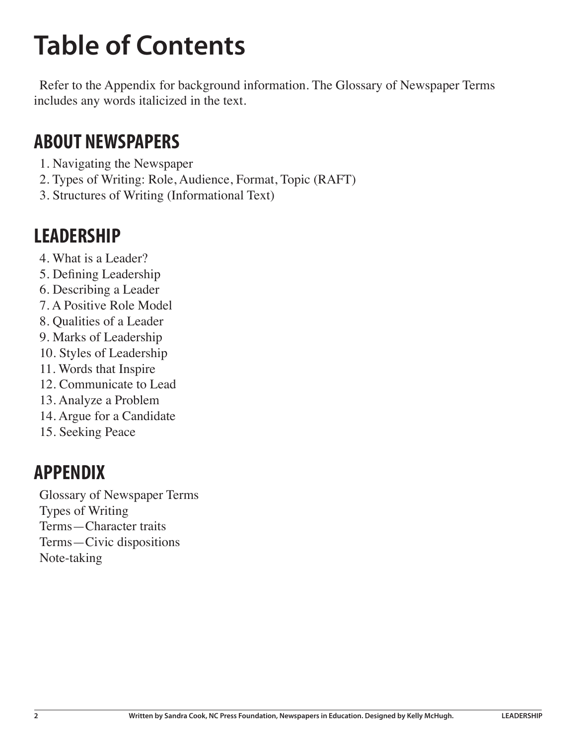# Table of Contents

Refer to the Appendix for background information. The Glossary of Newspaper Terms includes any words italicized in the text.

## ABOUT NEWSPAPERS

1. Navigating the Newspaper
2. Types of Writing: Role, Audience, Format, Topic (RAFT)
3. Structures of Writing (Informational Text)

## LEADERSHIP

4. What is a Leader?
5. Defining Leadership
6. Describing a Leader
7. A Positive Role Model
8. Qualities of a Leader
9. Marks of Leadership
10. Styles of Leadership
11. Words that Inspire
12. Communicate to Lead
13. Analyze a Problem
14. Argue for a Candidate
15. Seeking Peace

## APPENDIX

Glossary of Newspaper Terms
Types of Writing
Terms—Character traits
Terms—Civic dispositions
Note-taking

Written by Sandra Cook, NC Press Foundation, Newspapers in Education. Designed by Kelly McHugh.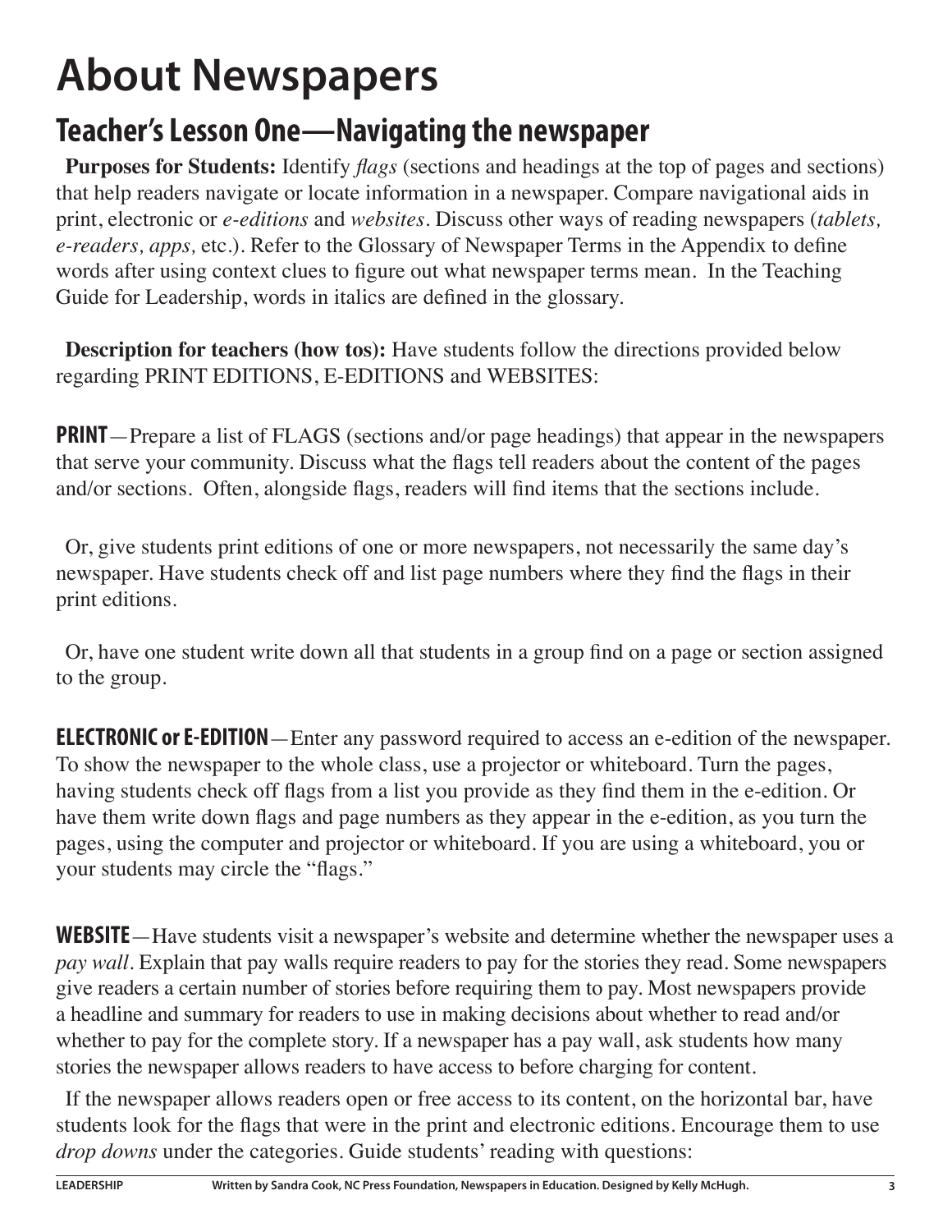# About Newspapers

## Teacher's Lesson One—Navigating the newspaper

**Purposes for Students:** Identify *flags* (sections and headings at the top of pages and sections) that help readers navigate or locate information in a newspaper. Compare navigational aids in print, electronic or *e-editions* and *websites*. Discuss other ways of reading newspapers (*tablets, e-readers, apps,* etc.). Refer to the Glossary of Newspaper Terms in the Appendix to define words after using context clues to figure out what newspaper terms mean. In the Teaching Guide for Leadership, words in italics are defined in the glossary.

**Description for teachers (how tos):** Have students follow the directions provided below regarding PRINT EDITIONS, E-EDITIONS and WEBSITES:

**PRINT**—Prepare a list of FLAGS (sections and/or page headings) that appear in the newspapers that serve your community. Discuss what the flags tell readers about the content of the pages and/or sections. Often, alongside flags, readers will find items that the sections include.

Or, give students print editions of one or more newspapers, not necessarily the same day's newspaper. Have students check off and list page numbers where they find the flags in their print editions.

Or, have one student write down all that students in a group find on a page or section assigned to the group.

**ELECTRONIC or E-EDITION**—Enter any password required to access an e-edition of the newspaper. To show the newspaper to the whole class, use a projector or whiteboard. Turn the pages, having students check off flags from a list you provide as they find them in the e-edition. Or have them write down flags and page numbers as they appear in the e-edition, as you turn the pages, using the computer and projector or whiteboard. If you are using a whiteboard, you or your students may circle the "flags."

**WEBSITE**—Have students visit a newspaper's website and determine whether the newspaper uses a *pay wall*. Explain that pay walls require readers to pay for the stories they read. Some newspapers give readers a certain number of stories before requiring them to pay. Most newspapers provide a headline and summary for readers to use in making decisions about whether to read and/or whether to pay for the complete story. If a newspaper has a pay wall, ask students how many stories the newspaper allows readers to have access to before charging for content.

If the newspaper allows readers open or free access to its content, on the horizontal bar, have students look for the flags that were in the print and electronic editions. Encourage them to use *drop downs* under the categories. Guide students' reading with questions: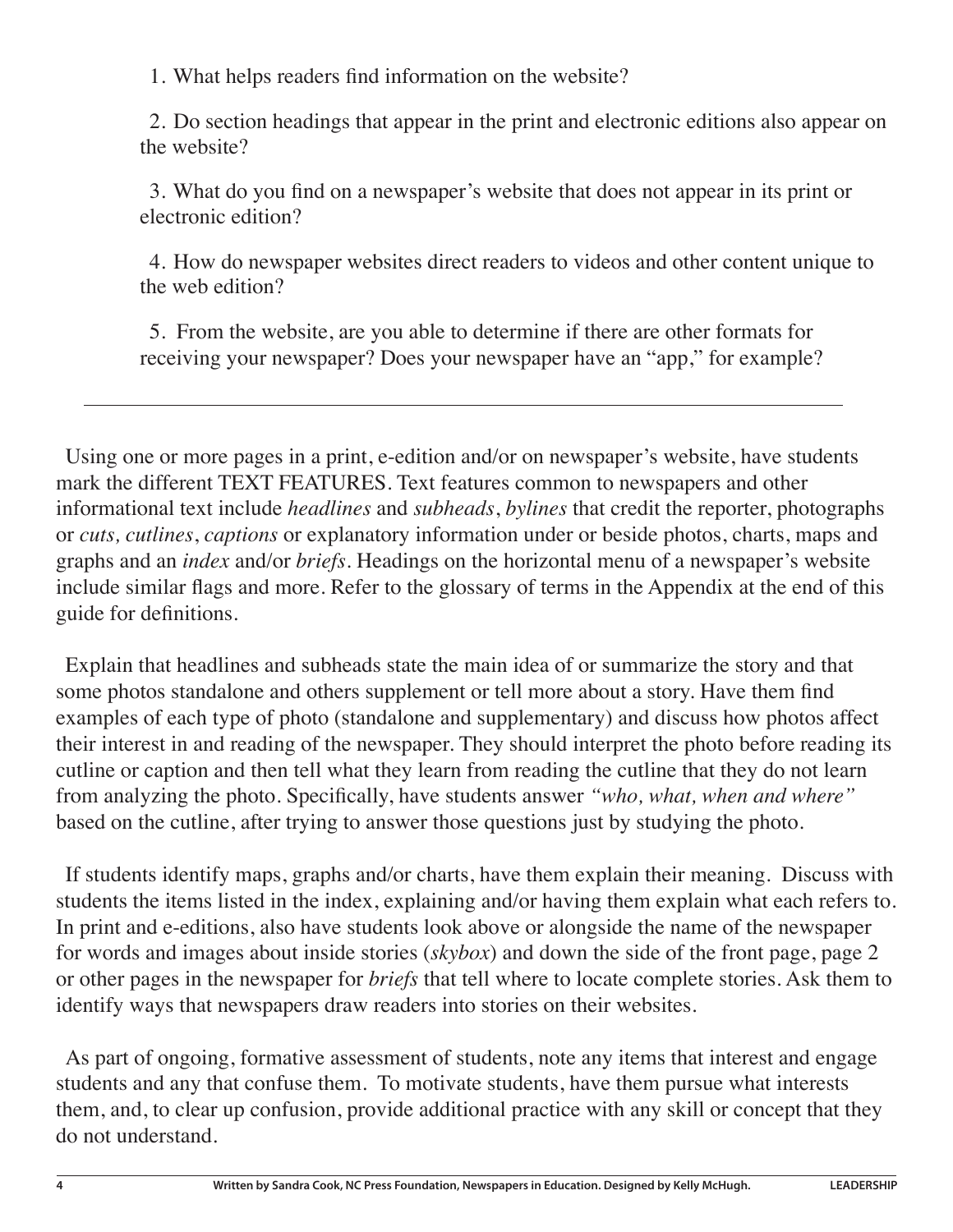1. What helps readers find information on the website?
2. Do section headings that appear in the print and electronic editions also appear on the website?
3. What do you find on a newspaper's website that does not appear in its print or electronic edition?
4. How do newspaper websites direct readers to videos and other content unique to the web edition?
5. From the website, are you able to determine if there are other formats for receiving your newspaper? Does your newspaper have an "app," for example?

---

Using one or more pages in a print, e-edition and/or on newspaper's website, have students mark the different TEXT FEATURES. Text features common to newspapers and other informational text include *headlines* and *subheads*, *bylines* that credit the reporter, photographs or *cuts, cutlines*, *captions* or explanatory information under or beside photos, charts, maps and graphs and an *index* and/or *briefs*. Headings on the horizontal menu of a newspaper's website include similar flags and more. Refer to the glossary of terms in the Appendix at the end of this guide for definitions.

Explain that headlines and subheads state the main idea of or summarize the story and that some photos standalone and others supplement or tell more about a story. Have them find examples of each type of photo (standalone and supplementary) and discuss how photos affect their interest in and reading of the newspaper. They should interpret the photo before reading its cutline or caption and then tell what they learn from reading the cutline that they do not learn from analyzing the photo. Specifically, have students answer *"who, what, when and where"* based on the cutline, after trying to answer those questions just by studying the photo.

If students identify maps, graphs and/or charts, have them explain their meaning. Discuss with students the items listed in the index, explaining and/or having them explain what each refers to. In print and e-editions, also have students look above or alongside the name of the newspaper for words and images about inside stories (*skybox*) and down the side of the front page, page 2 or other pages in the newspaper for *briefs* that tell where to locate complete stories. Ask them to identify ways that newspapers draw readers into stories on their websites.

As part of ongoing, formative assessment of students, note any items that interest and engage students and any that confuse them. To motivate students, have them pursue what interests them, and, to clear up confusion, provide additional practice with any skill or concept that they do not understand.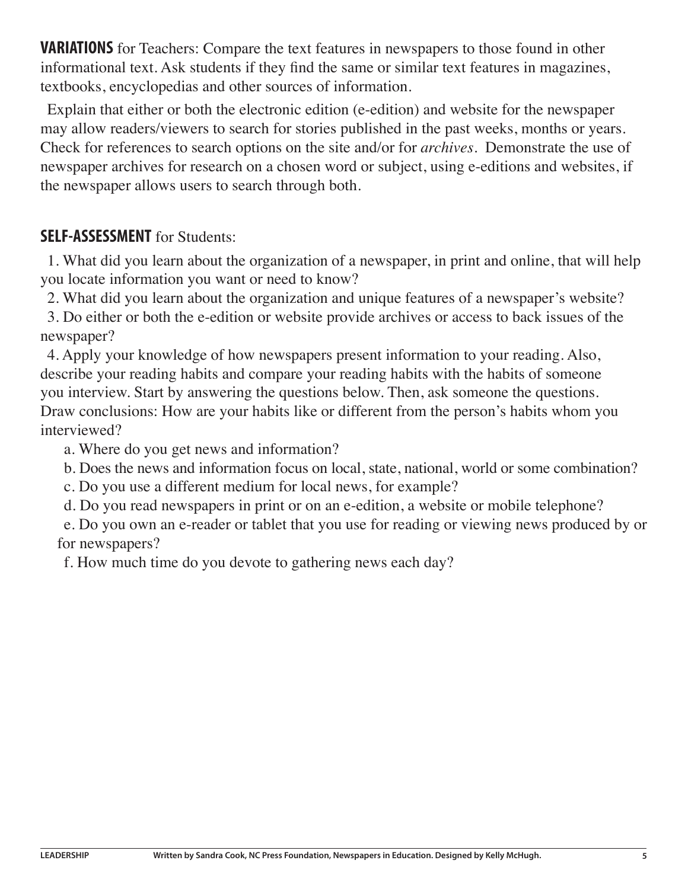**VARIATIONS** for Teachers: Compare the text features in newspapers to those found in other informational text. Ask students if they find the same or similar text features in magazines, textbooks, encyclopedias and other sources of information.

Explain that either or both the electronic edition (e-edition) and website for the newspaper may allow readers/viewers to search for stories published in the past weeks, months or years. Check for references to search options on the site and/or for *archives*. Demonstrate the use of newspaper archives for research on a chosen word or subject, using e-editions and websites, if the newspaper allows users to search through both.

**SELF-ASSESSMENT** for Students:

1. What did you learn about the organization of a newspaper, in print and online, that will help you locate information you want or need to know?
2. What did you learn about the organization and unique features of a newspaper's website?
3. Do either or both the e-edition or website provide archives or access to back issues of the newspaper?
4. Apply your knowledge of how newspapers present information to your reading. Also, describe your reading habits and compare your reading habits with the habits of someone you interview. Start by answering the questions below. Then, ask someone the questions. Draw conclusions: How are your habits like or different from the person's habits whom you interviewed?
   a. Where do you get news and information?
   b. Does the news and information focus on local, state, national, world or some combination?
   c. Do you use a different medium for local news, for example?
   d. Do you read newspapers in print or on an e-edition, a website or mobile telephone?
   e. Do you own an e-reader or tablet that you use for reading or viewing news produced by or for newspapers?
   f. How much time do you devote to gathering news each day?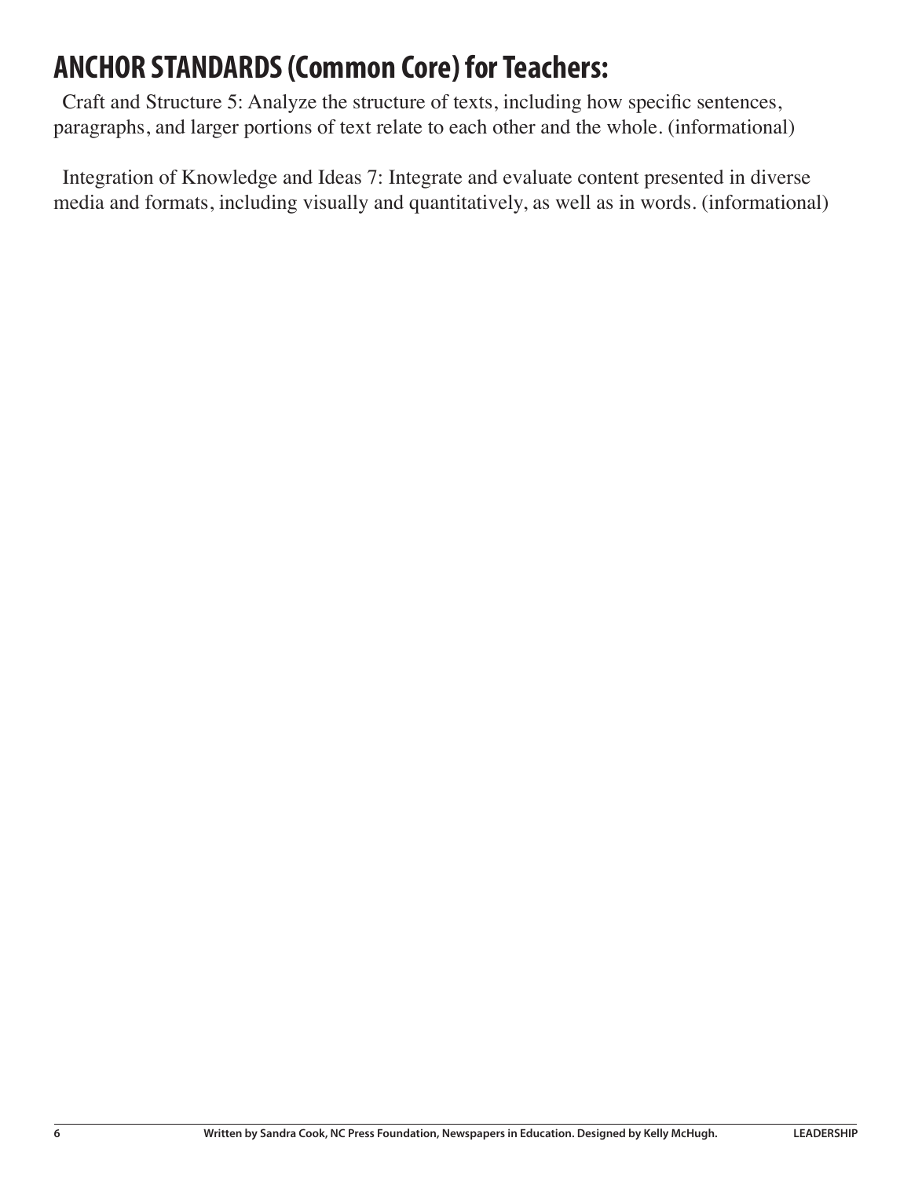# ANCHOR STANDARDS (Common Core) for Teachers:

Craft and Structure 5: Analyze the structure of texts, including how specific sentences, paragraphs, and larger portions of text relate to each other and the whole. (informational)

Integration of Knowledge and Ideas 7: Integrate and evaluate content presented in diverse media and formats, including visually and quantitatively, as well as in words. (informational)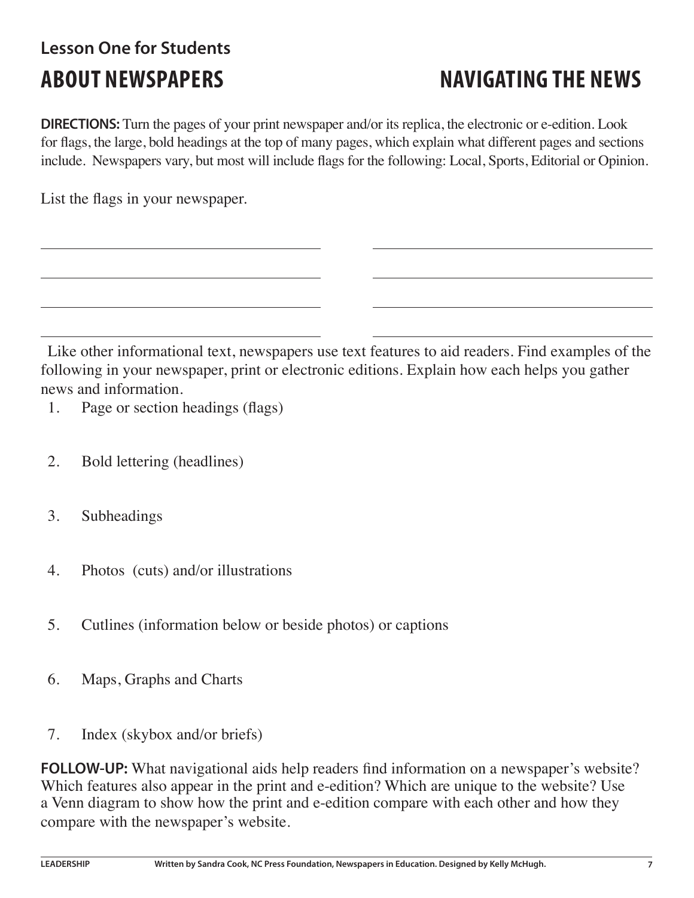**Lesson One for Students**

# ABOUT NEWSPAPERS

# NAVIGATING THE NEWS

**DIRECTIONS:** Turn the pages of your print newspaper and/or its replica, the electronic or e-edition. Look for flags, the large, bold headings at the top of many pages, which explain what different pages and sections include. Newspapers vary, but most will include flags for the following: Local, Sports, Editorial or Opinion.

List the flags in your newspaper.

\_\_\_\_\_\_\_\_\_\_\_\_\_\_\_\_\_\_\_\_\_\_\_\_\_\_\_\_\_\_\_\_\_\_\_\_ \_\_\_\_\_\_\_\_\_\_\_\_\_\_\_\_\_\_\_\_\_\_\_\_\_\_\_\_\_\_\_\_\_\_\_\_

\_\_\_\_\_\_\_\_\_\_\_\_\_\_\_\_\_\_\_\_\_\_\_\_\_\_\_\_\_\_\_\_\_\_\_\_ \_\_\_\_\_\_\_\_\_\_\_\_\_\_\_\_\_\_\_\_\_\_\_\_\_\_\_\_\_\_\_\_\_\_\_\_

\_\_\_\_\_\_\_\_\_\_\_\_\_\_\_\_\_\_\_\_\_\_\_\_\_\_\_\_\_\_\_\_\_\_\_\_ \_\_\_\_\_\_\_\_\_\_\_\_\_\_\_\_\_\_\_\_\_\_\_\_\_\_\_\_\_\_\_\_\_\_\_\_

\_\_\_\_\_\_\_\_\_\_\_\_\_\_\_\_\_\_\_\_\_\_\_\_\_\_\_\_\_\_\_\_\_\_\_\_ \_\_\_\_\_\_\_\_\_\_\_\_\_\_\_\_\_\_\_\_\_\_\_\_\_\_\_\_\_\_\_\_\_\_\_\_

Like other informational text, newspapers use text features to aid readers. Find examples of the following in your newspaper, print or electronic editions. Explain how each helps you gather news and information.

1. Page or section headings (flags)

2. Bold lettering (headlines)

3. Subheadings

4. Photos (cuts) and/or illustrations

5. Cutlines (information below or beside photos) or captions

6. Maps, Graphs and Charts

7. Index (skybox and/or briefs)

**FOLLOW-UP:** What navigational aids help readers find information on a newspaper's website? Which features also appear in the print and e-edition? Which are unique to the website? Use a Venn diagram to show how the print and e-edition compare with each other and how they compare with the newspaper's website.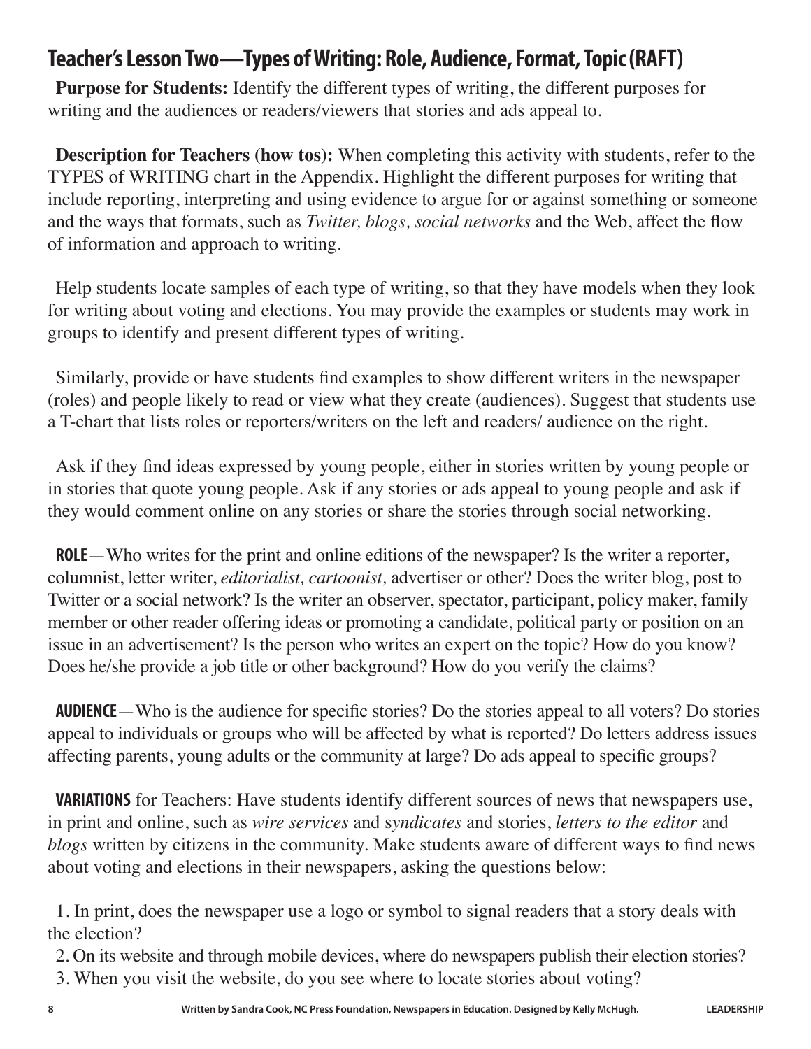## Teacher's Lesson Two—Types of Writing: Role, Audience, Format, Topic (RAFT)

**Purpose for Students:** Identify the different types of writing, the different purposes for writing and the audiences or readers/viewers that stories and ads appeal to.

**Description for Teachers (how tos):** When completing this activity with students, refer to the TYPES of WRITING chart in the Appendix. Highlight the different purposes for writing that include reporting, interpreting and using evidence to argue for or against something or someone and the ways that formats, such as *Twitter, blogs, social networks* and the Web, affect the flow of information and approach to writing.

Help students locate samples of each type of writing, so that they have models when they look for writing about voting and elections. You may provide the examples or students may work in groups to identify and present different types of writing.

Similarly, provide or have students find examples to show different writers in the newspaper (roles) and people likely to read or view what they create (audiences). Suggest that students use a T-chart that lists roles or reporters/writers on the left and readers/ audience on the right.

Ask if they find ideas expressed by young people, either in stories written by young people or in stories that quote young people. Ask if any stories or ads appeal to young people and ask if they would comment online on any stories or share the stories through social networking.

**ROLE**—Who writes for the print and online editions of the newspaper? Is the writer a reporter, columnist, letter writer, *editorialist, cartoonist,* advertiser or other? Does the writer blog, post to Twitter or a social network? Is the writer an observer, spectator, participant, policy maker, family member or other reader offering ideas or promoting a candidate, political party or position on an issue in an advertisement? Is the person who writes an expert on the topic? How do you know? Does he/she provide a job title or other background? How do you verify the claims?

**AUDIENCE**—Who is the audience for specific stories? Do the stories appeal to all voters? Do stories appeal to individuals or groups who will be affected by what is reported? Do letters address issues affecting parents, young adults or the community at large? Do ads appeal to specific groups?

**VARIATIONS** for Teachers: Have students identify different sources of news that newspapers use, in print and online, such as *wire services* and *syndicates* and stories, *letters to the editor* and *blogs* written by citizens in the community. Make students aware of different ways to find news about voting and elections in their newspapers, asking the questions below:

1. In print, does the newspaper use a logo or symbol to signal readers that a story deals with the election?
2. On its website and through mobile devices, where do newspapers publish their election stories?
3. When you visit the website, do you see where to locate stories about voting?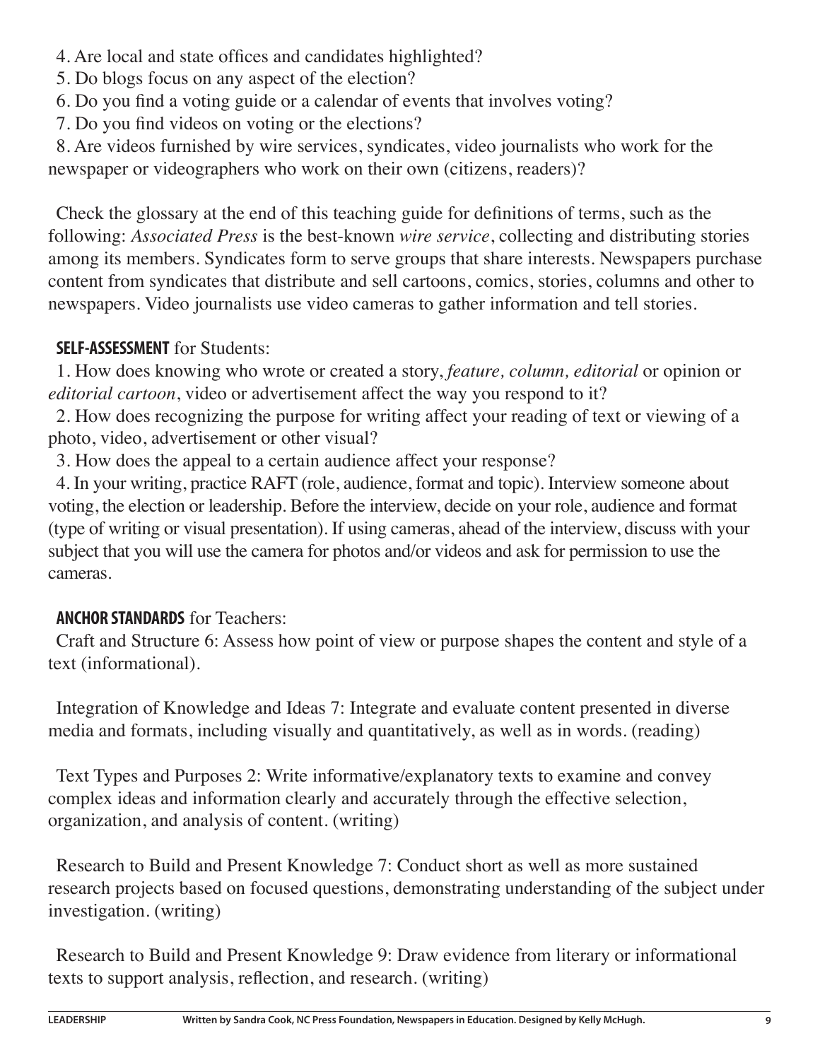4. Are local and state offices and candidates highlighted?
5. Do blogs focus on any aspect of the election?
6. Do you find a voting guide or a calendar of events that involves voting?
7. Do you find videos on voting or the elections?
8. Are videos furnished by wire services, syndicates, video journalists who work for the newspaper or videographers who work on their own (citizens, readers)?

Check the glossary at the end of this teaching guide for definitions of terms, such as the following: *Associated Press* is the best-known *wire service*, collecting and distributing stories among its members. Syndicates form to serve groups that share interests. Newspapers purchase content from syndicates that distribute and sell cartoons, comics, stories, columns and other to newspapers. Video journalists use video cameras to gather information and tell stories.

**SELF-ASSESSMENT** for Students:

1. How does knowing who wrote or created a story, *feature, column, editorial* or opinion or *editorial cartoon*, video or advertisement affect the way you respond to it?
2. How does recognizing the purpose for writing affect your reading of text or viewing of a photo, video, advertisement or other visual?
3. How does the appeal to a certain audience affect your response?
4. In your writing, practice RAFT (role, audience, format and topic). Interview someone about voting, the election or leadership. Before the interview, decide on your role, audience and format (type of writing or visual presentation). If using cameras, ahead of the interview, discuss with your subject that you will use the camera for photos and/or videos and ask for permission to use the cameras.

**ANCHOR STANDARDS** for Teachers:

Craft and Structure 6: Assess how point of view or purpose shapes the content and style of a text (informational).

Integration of Knowledge and Ideas 7: Integrate and evaluate content presented in diverse media and formats, including visually and quantitatively, as well as in words. (reading)

Text Types and Purposes 2: Write informative/explanatory texts to examine and convey complex ideas and information clearly and accurately through the effective selection, organization, and analysis of content. (writing)

Research to Build and Present Knowledge 7: Conduct short as well as more sustained research projects based on focused questions, demonstrating understanding of the subject under investigation. (writing)

Research to Build and Present Knowledge 9: Draw evidence from literary or informational texts to support analysis, reflection, and research. (writing)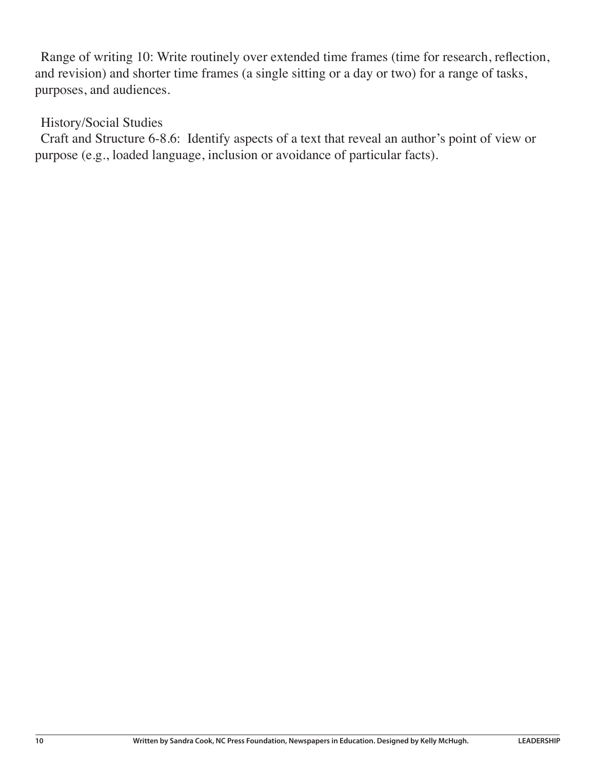Range of writing 10: Write routinely over extended time frames (time for research, reflection, and revision) and shorter time frames (a single sitting or a day or two) for a range of tasks, purposes, and audiences.

History/Social Studies

Craft and Structure 6-8.6: Identify aspects of a text that reveal an author's point of view or purpose (e.g., loaded language, inclusion or avoidance of particular facts).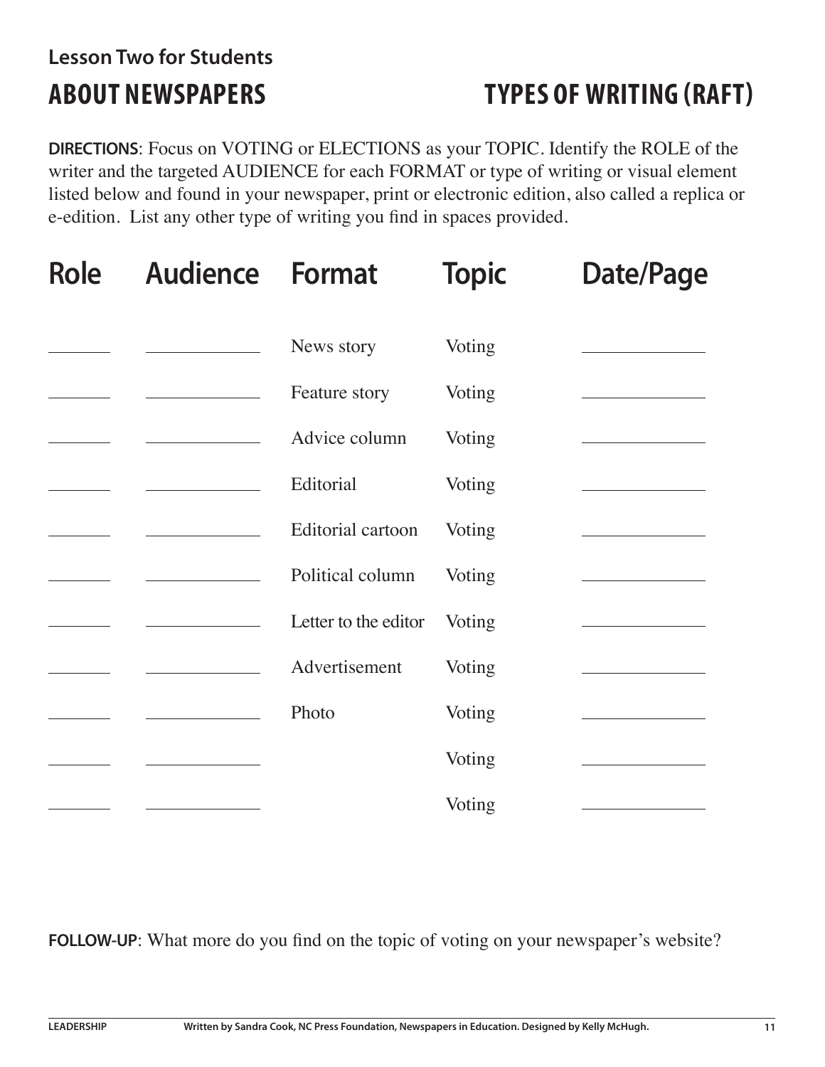### Lesson Two for Students

## ABOUT NEWSPAPERS

## TYPES OF WRITING (RAFT)

**DIRECTIONS**: Focus on VOTING or ELECTIONS as your TOPIC. Identify the ROLE of the writer and the targeted AUDIENCE for each FORMAT or type of writing or visual element listed below and found in your newspaper, print or electronic edition, also called a replica or e-edition. List any other type of writing you find in spaces provided.

| Role | Audience | Format | Topic | Date/Page |
|---|---|---|---|---|
| ______ | __________ | News story | Voting | __________ |
| ______ | __________ | Feature story | Voting | __________ |
| ______ | __________ | Advice column | Voting | __________ |
| ______ | __________ | Editorial | Voting | __________ |
| ______ | __________ | Editorial cartoon | Voting | __________ |
| ______ | __________ | Political column | Voting | __________ |
| ______ | __________ | Letter to the editor | Voting | __________ |
| ______ | __________ | Advertisement | Voting | __________ |
| ______ | __________ | Photo | Voting | __________ |
| ______ | __________ | | Voting | __________ |
| ______ | __________ | | Voting | __________ |

**FOLLOW-UP**: What more do you find on the topic of voting on your newspaper's website?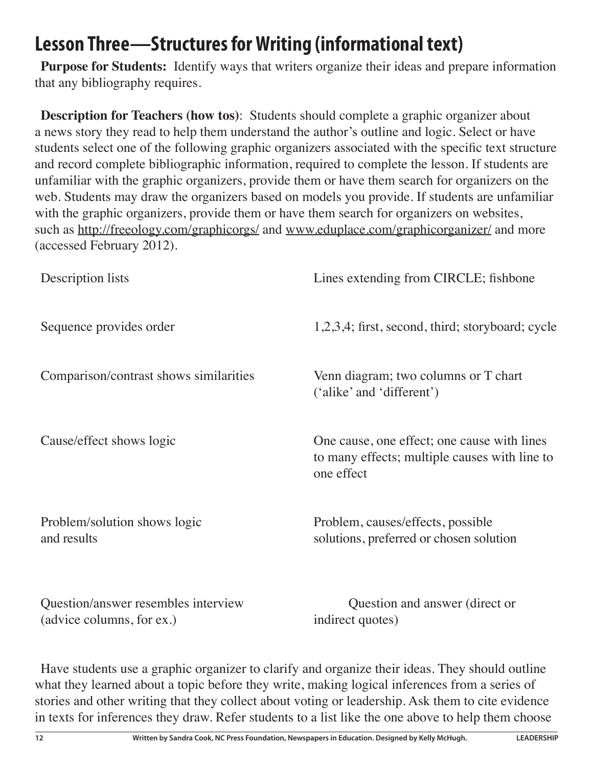# Lesson Three—Structures for Writing (informational text)

**Purpose for Students:** Identify ways that writers organize their ideas and prepare information that any bibliography requires.

**Description for Teachers (how tos)**: Students should complete a graphic organizer about a news story they read to help them understand the author's outline and logic. Select or have students select one of the following graphic organizers associated with the specific text structure and record complete bibliographic information, required to complete the lesson. If students are unfamiliar with the graphic organizers, provide them or have them search for organizers on the web. Students may draw the organizers based on models you provide. If students are unfamiliar with the graphic organizers, provide them or have them search for organizers on websites, such as http://freeology.com/graphicorgs/ and www.eduplace.com/graphicorganizer/ and more (accessed February 2012).

| | |
|---|---|
| Description lists | Lines extending from CIRCLE; fishbone |
| Sequence provides order | 1,2,3,4; first, second, third; storyboard; cycle |
| Comparison/contrast shows similarities | Venn diagram; two columns or T chart ('alike' and 'different') |
| Cause/effect shows logic | One cause, one effect; one cause with lines to many effects; multiple causes with line to one effect |
| Problem/solution shows logic and results | Problem, causes/effects, possible solutions, preferred or chosen solution |
| Question/answer resembles interview (advice columns, for ex.) | Question and answer (direct or indirect quotes) |

Have students use a graphic organizer to clarify and organize their ideas. They should outline what they learned about a topic before they write, making logical inferences from a series of stories and other writing that they collect about voting or leadership. Ask them to cite evidence in texts for inferences they draw. Refer students to a list like the one above to help them choose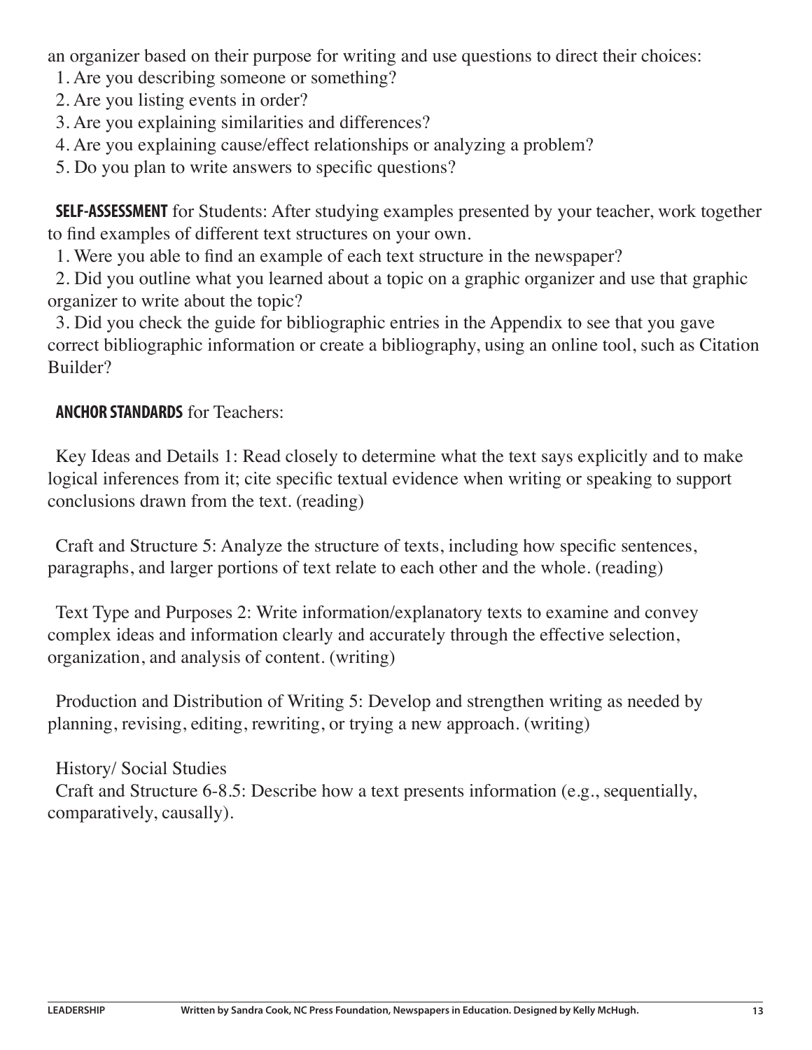an organizer based on their purpose for writing and use questions to direct their choices:

1. Are you describing someone or something?
2. Are you listing events in order?
3. Are you explaining similarities and differences?
4. Are you explaining cause/effect relationships or analyzing a problem?
5. Do you plan to write answers to specific questions?

**SELF-ASSESSMENT** for Students: After studying examples presented by your teacher, work together to find examples of different text structures on your own.

1. Were you able to find an example of each text structure in the newspaper?
2. Did you outline what you learned about a topic on a graphic organizer and use that graphic organizer to write about the topic?
3. Did you check the guide for bibliographic entries in the Appendix to see that you gave correct bibliographic information or create a bibliography, using an online tool, such as Citation Builder?

**ANCHOR STANDARDS** for Teachers:

Key Ideas and Details 1: Read closely to determine what the text says explicitly and to make logical inferences from it; cite specific textual evidence when writing or speaking to support conclusions drawn from the text. (reading)

Craft and Structure 5: Analyze the structure of texts, including how specific sentences, paragraphs, and larger portions of text relate to each other and the whole. (reading)

Text Type and Purposes 2: Write information/explanatory texts to examine and convey complex ideas and information clearly and accurately through the effective selection, organization, and analysis of content. (writing)

Production and Distribution of Writing 5: Develop and strengthen writing as needed by planning, revising, editing, rewriting, or trying a new approach. (writing)

History/ Social Studies
Craft and Structure 6-8.5: Describe how a text presents information (e.g., sequentially, comparatively, causally).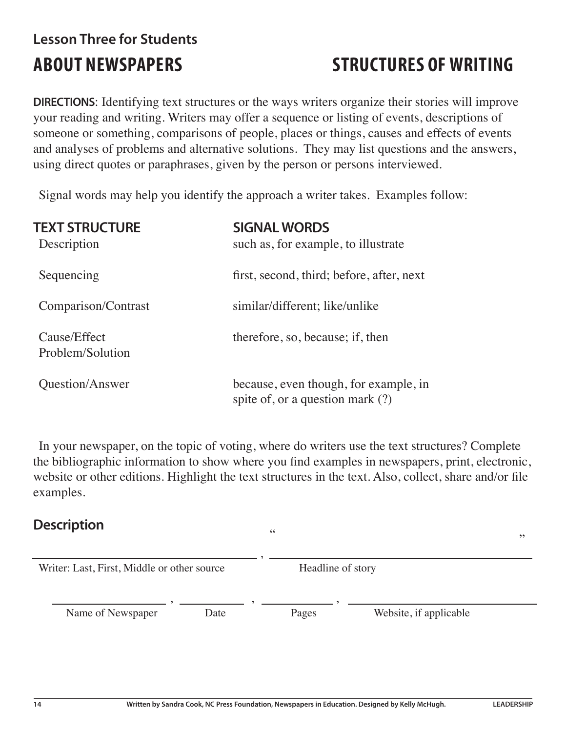### Lesson Three for Students

# ABOUT NEWSPAPERS — STRUCTURES OF WRITING

**DIRECTIONS**: Identifying text structures or the ways writers organize their stories will improve your reading and writing. Writers may offer a sequence or listing of events, descriptions of someone or something, comparisons of people, places or things, causes and effects of events and analyses of problems and alternative solutions. They may list questions and the answers, using direct quotes or paraphrases, given by the person or persons interviewed.

Signal words may help you identify the approach a writer takes. Examples follow:

| TEXT STRUCTURE | SIGNAL WORDS |
| --- | --- |
| Description | such as, for example, to illustrate |
| Sequencing | first, second, third; before, after, next |
| Comparison/Contrast | similar/different; like/unlike |
| Cause/Effect<br>Problem/Solution | therefore, so, because; if, then |
| Question/Answer | because, even though, for example, in spite of, or a question mark (?) |

In your newspaper, on the topic of voting, where do writers use the text structures? Complete the bibliographic information to show where you find examples in newspapers, print, electronic, website or other editions. Highlight the text structures in the text. Also, collect, share and/or file examples.

## Description

______________________________, "______________________________"

Writer: Last, First, Middle or other source — Headline of story

______________, ________, ________, ______________________

Name of Newspaper — Date — Pages — Website, if applicable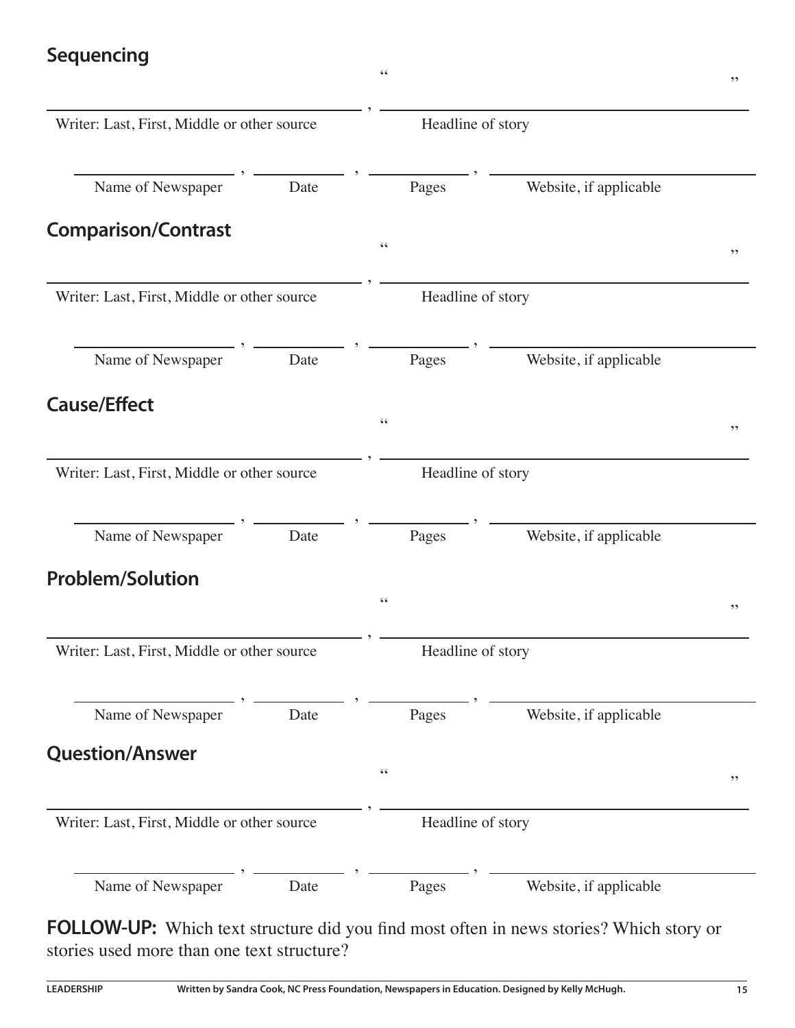## Sequencing

_____________________________, "_____________________________"
Writer: Last, First, Middle or other source — Headline of story

_______________, ___________, ___________, _______________________
Name of Newspaper — Date — Pages — Website, if applicable

## Comparison/Contrast

_____________________________, "_____________________________"
Writer: Last, First, Middle or other source — Headline of story

_______________, ___________, ___________, _______________________
Name of Newspaper — Date — Pages — Website, if applicable

## Cause/Effect

_____________________________, "_____________________________"
Writer: Last, First, Middle or other source — Headline of story

_______________, ___________, ___________, _______________________
Name of Newspaper — Date — Pages — Website, if applicable

## Problem/Solution

_____________________________, "_____________________________"
Writer: Last, First, Middle or other source — Headline of story

_______________, ___________, ___________, _______________________
Name of Newspaper — Date — Pages — Website, if applicable

## Question/Answer

_____________________________, "_____________________________"
Writer: Last, First, Middle or other source — Headline of story

_______________, ___________, ___________, _______________________
Name of Newspaper — Date — Pages — Website, if applicable

**FOLLOW-UP:** Which text structure did you find most often in news stories? Which story or stories used more than one text structure?

**Written by Sandra Cook, NC Press Foundation, Newspapers in Education. Designed by Kelly McHugh.**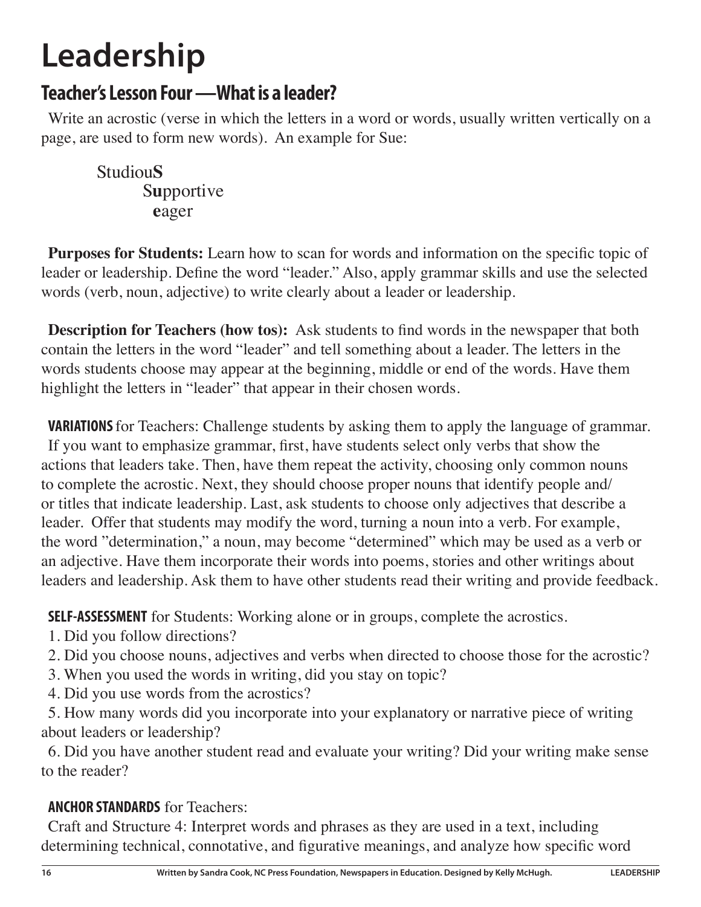# Leadership

## Teacher's Lesson Four —What is a leader?

Write an acrostic (verse in which the letters in a word or words, usually written vertically on a page, are used to form new words). An example for Sue:

Studiou**S**
S**u**pportive
**e**ager

**Purposes for Students:** Learn how to scan for words and information on the specific topic of leader or leadership. Define the word "leader." Also, apply grammar skills and use the selected words (verb, noun, adjective) to write clearly about a leader or leadership.

**Description for Teachers (how tos):** Ask students to find words in the newspaper that both contain the letters in the word "leader" and tell something about a leader. The letters in the words students choose may appear at the beginning, middle or end of the words. Have them highlight the letters in "leader" that appear in their chosen words.

**VARIATIONS** for Teachers: Challenge students by asking them to apply the language of grammar. If you want to emphasize grammar, first, have students select only verbs that show the actions that leaders take. Then, have them repeat the activity, choosing only common nouns to complete the acrostic. Next, they should choose proper nouns that identify people and/or titles that indicate leadership. Last, ask students to choose only adjectives that describe a leader. Offer that students may modify the word, turning a noun into a verb. For example, the word "determination," a noun, may become "determined" which may be used as a verb or an adjective. Have them incorporate their words into poems, stories and other writings about leaders and leadership. Ask them to have other students read their writing and provide feedback.

**SELF-ASSESSMENT** for Students: Working alone or in groups, complete the acrostics.

1. Did you follow directions?
2. Did you choose nouns, adjectives and verbs when directed to choose those for the acrostic?
3. When you used the words in writing, did you stay on topic?
4. Did you use words from the acrostics?
5. How many words did you incorporate into your explanatory or narrative piece of writing about leaders or leadership?
6. Did you have another student read and evaluate your writing? Did your writing make sense to the reader?

**ANCHOR STANDARDS** for Teachers:

Craft and Structure 4: Interpret words and phrases as they are used in a text, including determining technical, connotative, and figurative meanings, and analyze how specific word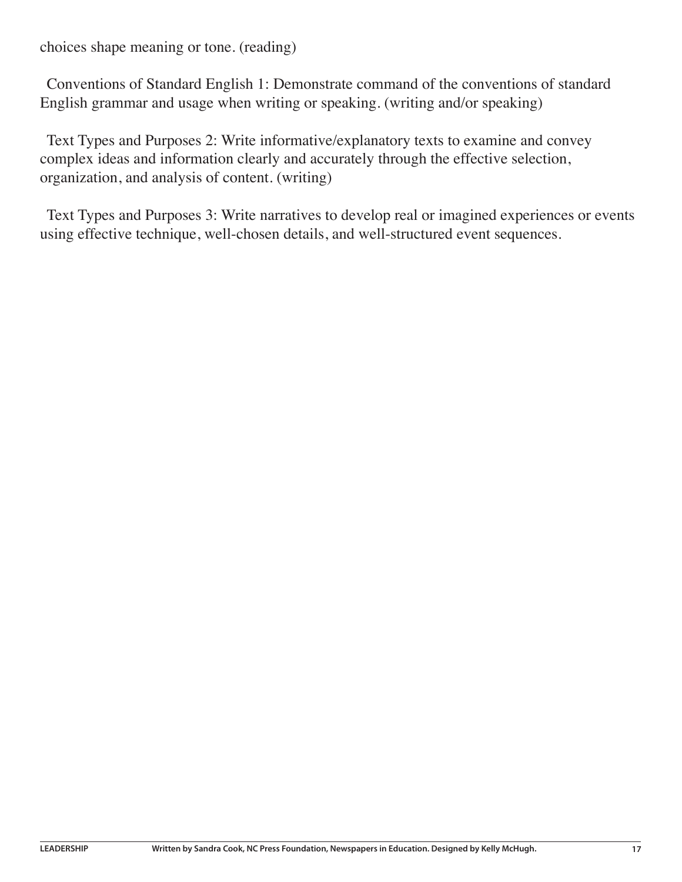choices shape meaning or tone. (reading)

Conventions of Standard English 1: Demonstrate command of the conventions of standard English grammar and usage when writing or speaking. (writing and/or speaking)

Text Types and Purposes 2: Write informative/explanatory texts to examine and convey complex ideas and information clearly and accurately through the effective selection, organization, and analysis of content. (writing)

Text Types and Purposes 3: Write narratives to develop real or imagined experiences or events using effective technique, well-chosen details, and well-structured event sequences.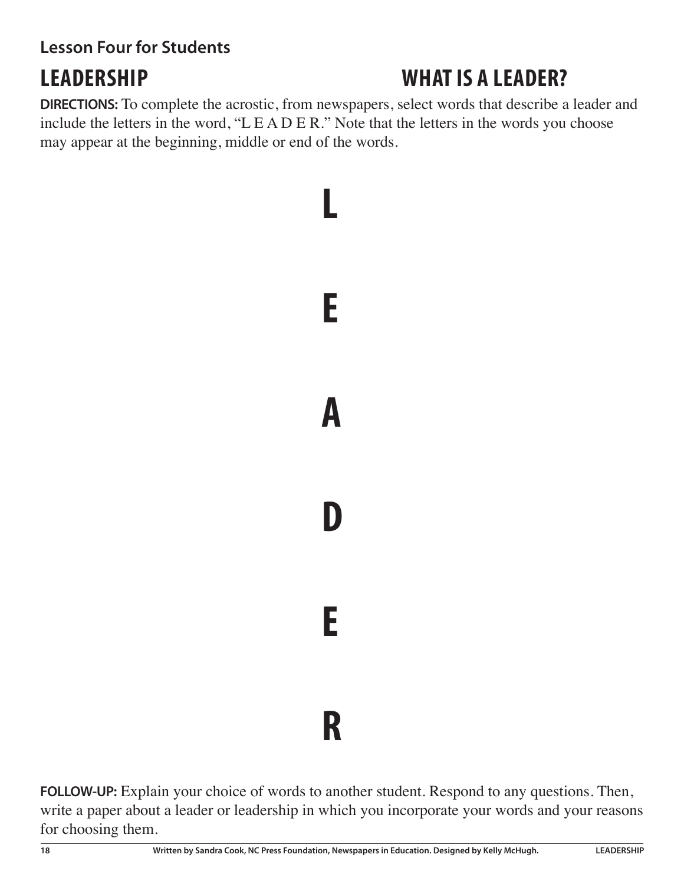### Lesson Four for Students

## LEADERSHIP

## WHAT IS A LEADER?

**DIRECTIONS:** To complete the acrostic, from newspapers, select words that describe a leader and include the letters in the word, "L E A D E R." Note that the letters in the words you choose may appear at the beginning, middle or end of the words.

**L**

**E**

**A**

**D**

**E**

**R**

**FOLLOW-UP:** Explain your choice of words to another student. Respond to any questions. Then, write a paper about a leader or leadership in which you incorporate your words and your reasons for choosing them.

Written by Sandra Cook, NC Press Foundation, Newspapers in Education. Designed by Kelly McHugh.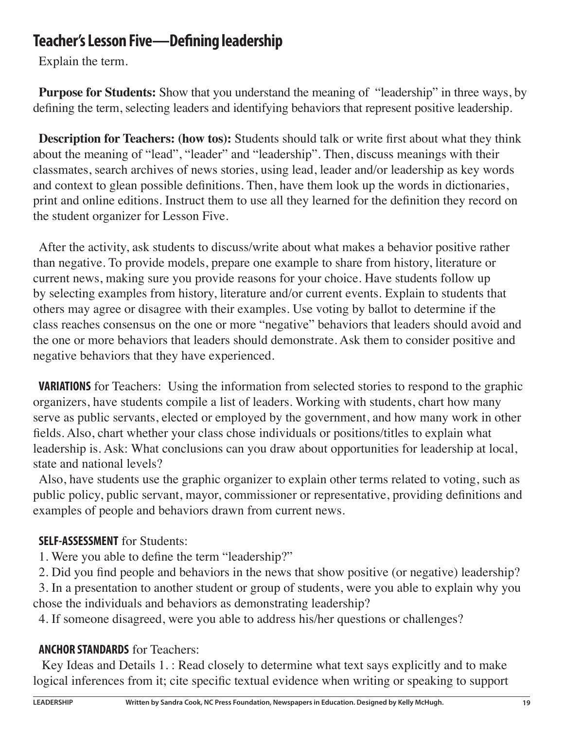## Teacher's Lesson Five—Defining leadership

Explain the term.

**Purpose for Students:** Show that you understand the meaning of "leadership" in three ways, by defining the term, selecting leaders and identifying behaviors that represent positive leadership.

**Description for Teachers: (how tos):** Students should talk or write first about what they think about the meaning of "lead", "leader" and "leadership". Then, discuss meanings with their classmates, search archives of news stories, using lead, leader and/or leadership as key words and context to glean possible definitions. Then, have them look up the words in dictionaries, print and online editions. Instruct them to use all they learned for the definition they record on the student organizer for Lesson Five.

After the activity, ask students to discuss/write about what makes a behavior positive rather than negative. To provide models, prepare one example to share from history, literature or current news, making sure you provide reasons for your choice. Have students follow up by selecting examples from history, literature and/or current events. Explain to students that others may agree or disagree with their examples. Use voting by ballot to determine if the class reaches consensus on the one or more "negative" behaviors that leaders should avoid and the one or more behaviors that leaders should demonstrate. Ask them to consider positive and negative behaviors that they have experienced.

**VARIATIONS** for Teachers: Using the information from selected stories to respond to the graphic organizers, have students compile a list of leaders. Working with students, chart how many serve as public servants, elected or employed by the government, and how many work in other fields. Also, chart whether your class chose individuals or positions/titles to explain what leadership is. Ask: What conclusions can you draw about opportunities for leadership at local, state and national levels?

Also, have students use the graphic organizer to explain other terms related to voting, such as public policy, public servant, mayor, commissioner or representative, providing definitions and examples of people and behaviors drawn from current news.

**SELF-ASSESSMENT** for Students:

1. Were you able to define the term "leadership?"
2. Did you find people and behaviors in the news that show positive (or negative) leadership?
3. In a presentation to another student or group of students, were you able to explain why you chose the individuals and behaviors as demonstrating leadership?
4. If someone disagreed, were you able to address his/her questions or challenges?

**ANCHOR STANDARDS** for Teachers:

Key Ideas and Details 1. : Read closely to determine what text says explicitly and to make logical inferences from it; cite specific textual evidence when writing or speaking to support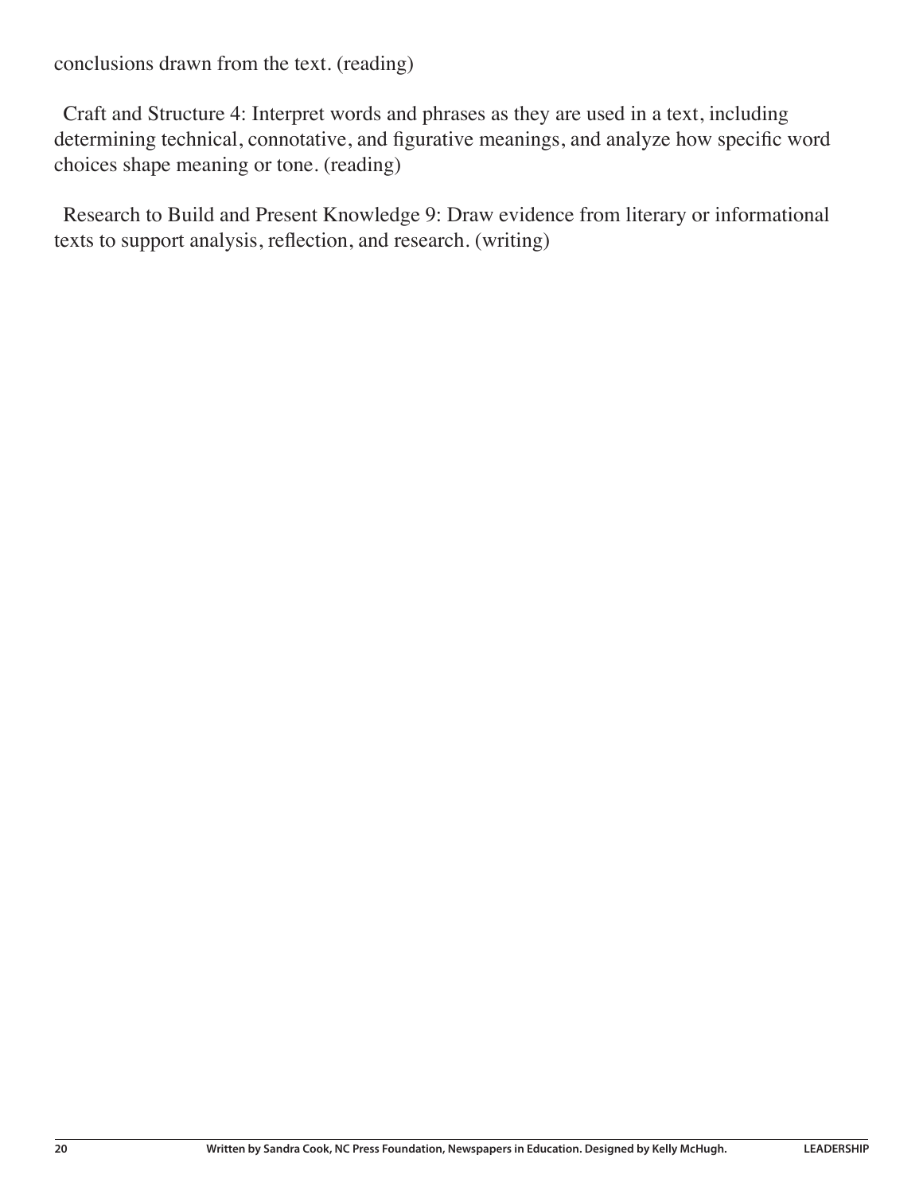conclusions drawn from the text. (reading)

Craft and Structure 4: Interpret words and phrases as they are used in a text, including determining technical, connotative, and figurative meanings, and analyze how specific word choices shape meaning or tone. (reading)

Research to Build and Present Knowledge 9: Draw evidence from literary or informational texts to support analysis, reflection, and research. (writing)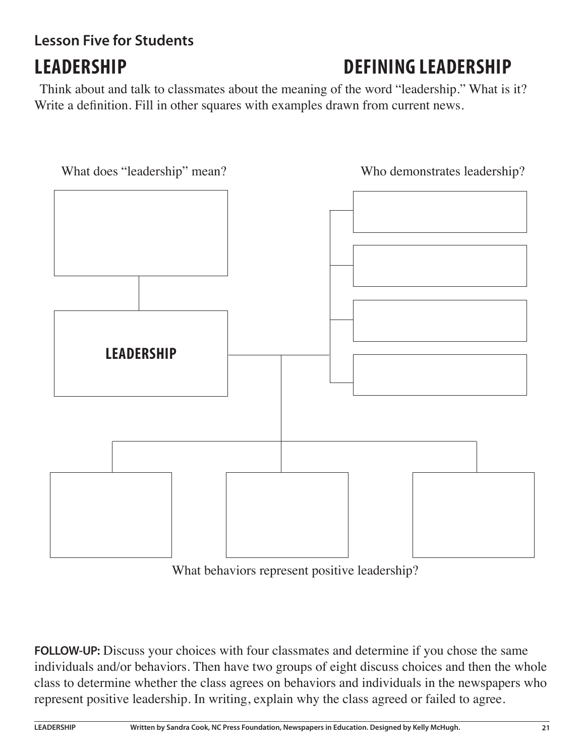### Lesson Five for Students

## LEADERSHIP

## DEFINING LEADERSHIP

Think about and talk to classmates about the meaning of the word "leadership." What is it? Write a definition. Fill in other squares with examples drawn from current news.

What does "leadership" mean?

Who demonstrates leadership?

**LEADERSHIP**

What behaviors represent positive leadership?

**FOLLOW-UP:** Discuss your choices with four classmates and determine if you chose the same individuals and/or behaviors. Then have two groups of eight discuss choices and then the whole class to determine whether the class agrees on behaviors and individuals in the newspapers who represent positive leadership. In writing, explain why the class agreed or failed to agree.

Written by Sandra Cook, NC Press Foundation, Newspapers in Education. Designed by Kelly McHugh.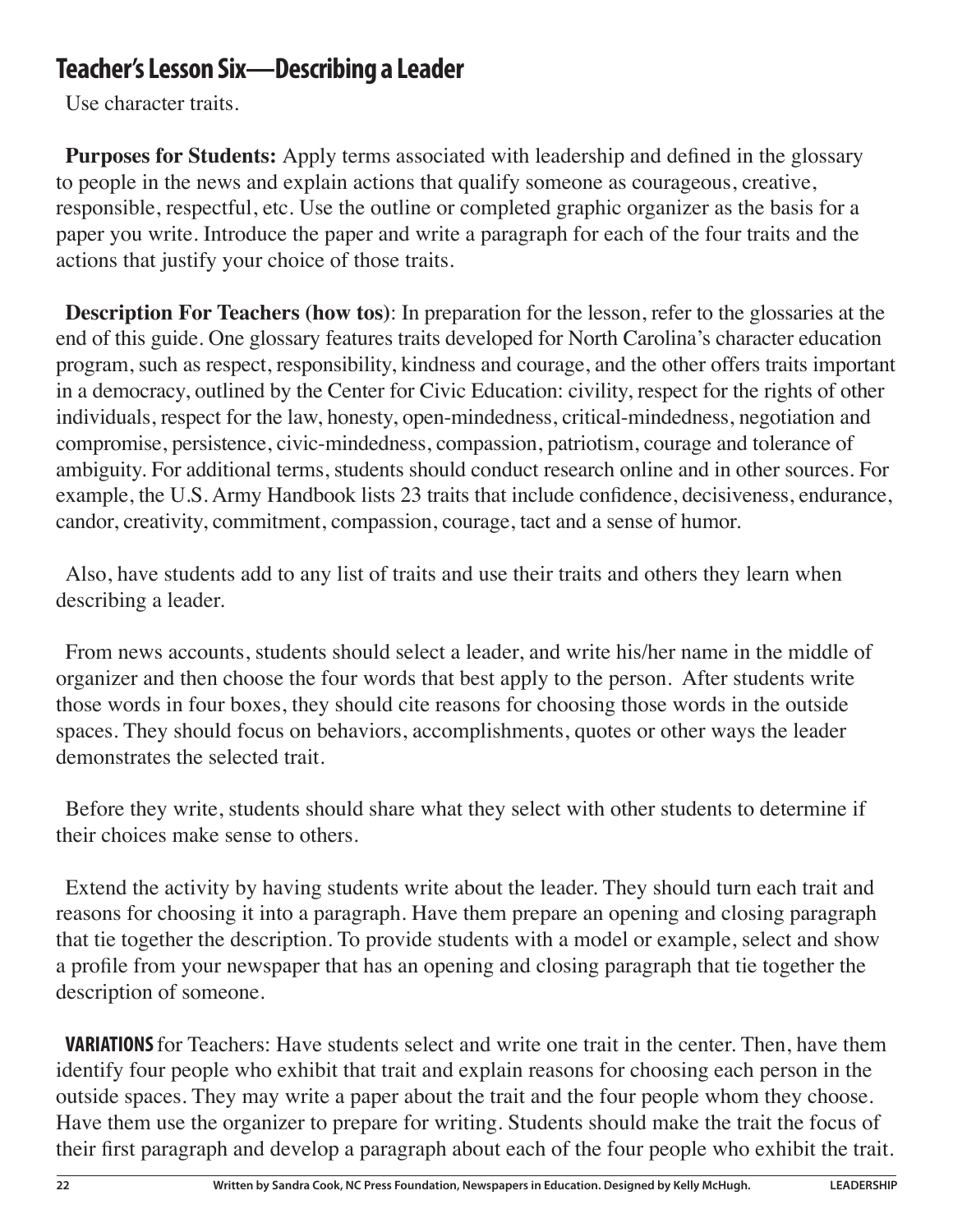## Teacher's Lesson Six—Describing a Leader

Use character traits.

**Purposes for Students:** Apply terms associated with leadership and defined in the glossary to people in the news and explain actions that qualify someone as courageous, creative, responsible, respectful, etc. Use the outline or completed graphic organizer as the basis for a paper you write. Introduce the paper and write a paragraph for each of the four traits and the actions that justify your choice of those traits.

**Description For Teachers (how tos)**: In preparation for the lesson, refer to the glossaries at the end of this guide. One glossary features traits developed for North Carolina's character education program, such as respect, responsibility, kindness and courage, and the other offers traits important in a democracy, outlined by the Center for Civic Education: civility, respect for the rights of other individuals, respect for the law, honesty, open-mindedness, critical-mindedness, negotiation and compromise, persistence, civic-mindedness, compassion, patriotism, courage and tolerance of ambiguity. For additional terms, students should conduct research online and in other sources. For example, the U.S. Army Handbook lists 23 traits that include confidence, decisiveness, endurance, candor, creativity, commitment, compassion, courage, tact and a sense of humor.

Also, have students add to any list of traits and use their traits and others they learn when describing a leader.

From news accounts, students should select a leader, and write his/her name in the middle of organizer and then choose the four words that best apply to the person. After students write those words in four boxes, they should cite reasons for choosing those words in the outside spaces. They should focus on behaviors, accomplishments, quotes or other ways the leader demonstrates the selected trait.

Before they write, students should share what they select with other students to determine if their choices make sense to others.

Extend the activity by having students write about the leader. They should turn each trait and reasons for choosing it into a paragraph. Have them prepare an opening and closing paragraph that tie together the description. To provide students with a model or example, select and show a profile from your newspaper that has an opening and closing paragraph that tie together the description of someone.

**VARIATIONS** for Teachers: Have students select and write one trait in the center. Then, have them identify four people who exhibit that trait and explain reasons for choosing each person in the outside spaces. They may write a paper about the trait and the four people whom they choose. Have them use the organizer to prepare for writing. Students should make the trait the focus of their first paragraph and develop a paragraph about each of the four people who exhibit the trait.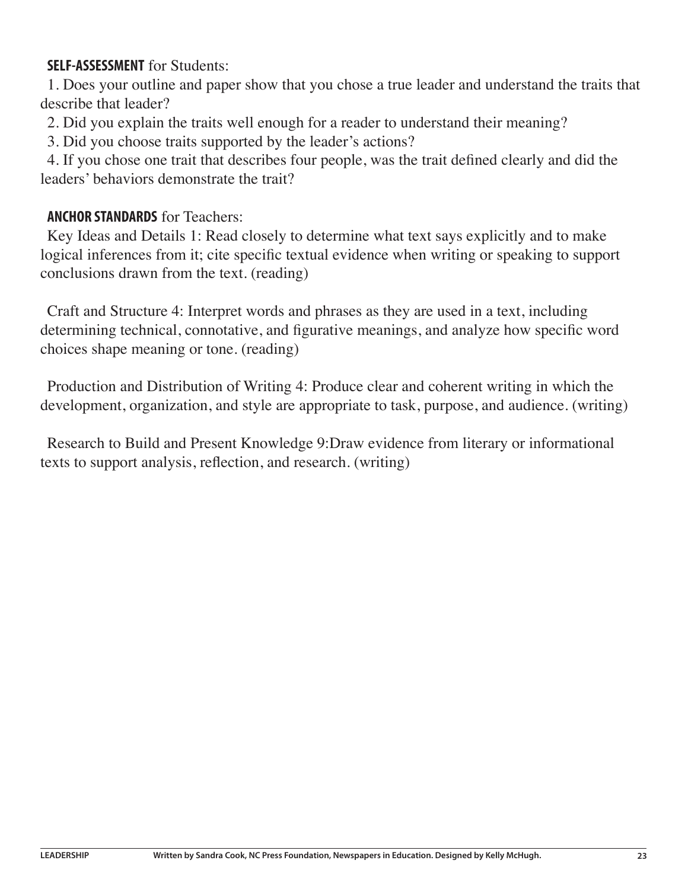**SELF-ASSESSMENT** for Students:

1. Does your outline and paper show that you chose a true leader and understand the traits that describe that leader?
2. Did you explain the traits well enough for a reader to understand their meaning?
3. Did you choose traits supported by the leader's actions?
4. If you chose one trait that describes four people, was the trait defined clearly and did the leaders' behaviors demonstrate the trait?

**ANCHOR STANDARDS** for Teachers:

Key Ideas and Details 1: Read closely to determine what text says explicitly and to make logical inferences from it; cite specific textual evidence when writing or speaking to support conclusions drawn from the text. (reading)

Craft and Structure 4: Interpret words and phrases as they are used in a text, including determining technical, connotative, and figurative meanings, and analyze how specific word choices shape meaning or tone. (reading)

Production and Distribution of Writing 4: Produce clear and coherent writing in which the development, organization, and style are appropriate to task, purpose, and audience. (writing)

Research to Build and Present Knowledge 9:Draw evidence from literary or informational texts to support analysis, reflection, and research. (writing)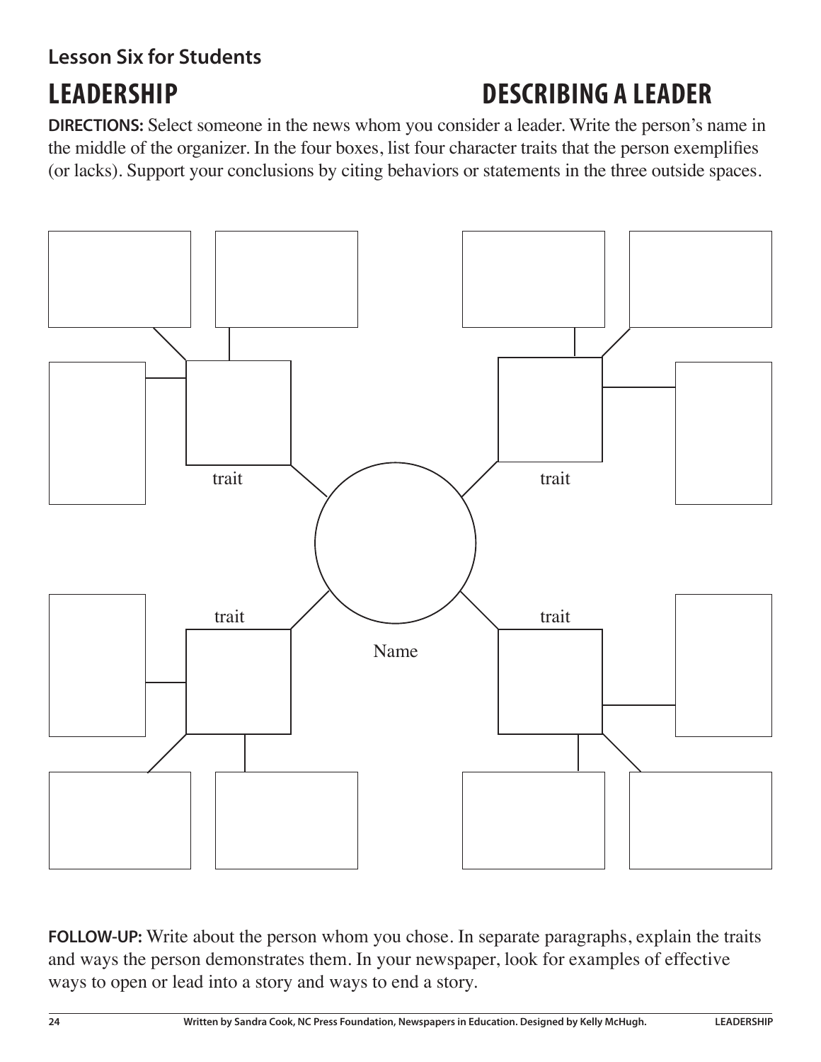**Lesson Six for Students**

# LEADERSHIP

# DESCRIBING A LEADER

**DIRECTIONS:** Select someone in the news whom you consider a leader. Write the person's name in the middle of the organizer. In the four boxes, list four character traits that the person exemplifies (or lacks). Support your conclusions by citing behaviors or statements in the three outside spaces.

trait

trait

trait

trait

Name

**FOLLOW-UP:** Write about the person whom you chose. In separate paragraphs, explain the traits and ways the person demonstrates them. In your newspaper, look for examples of effective ways to open or lead into a story and ways to end a story.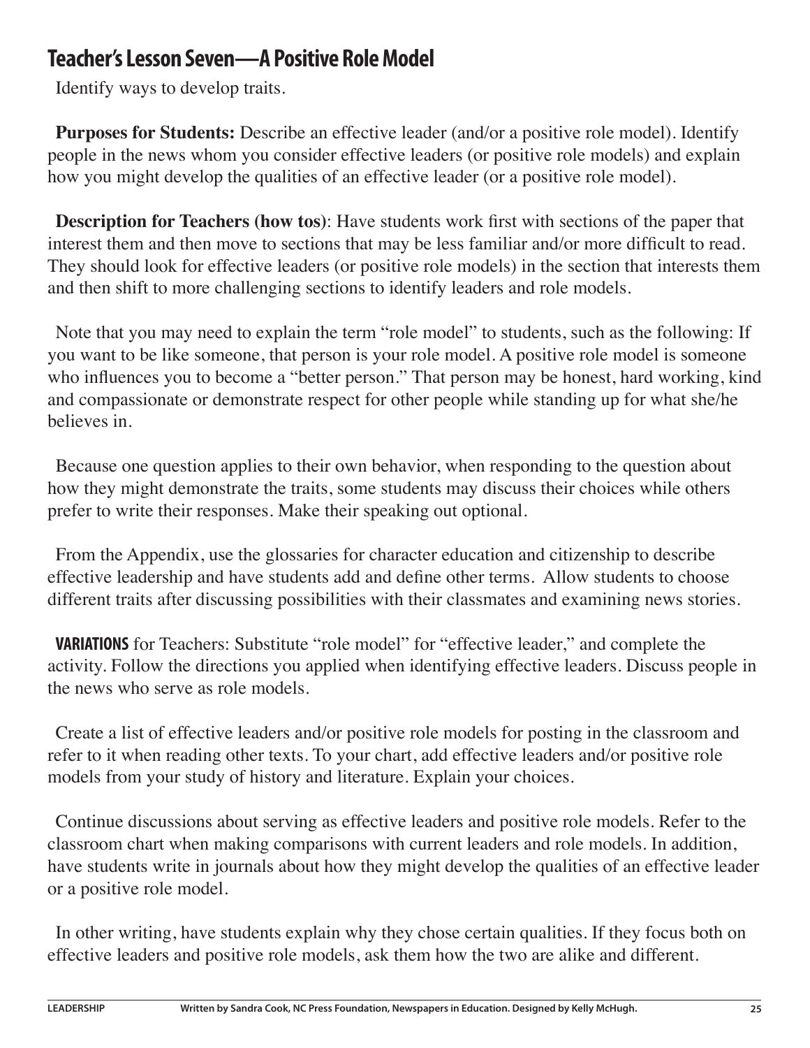## Teacher's Lesson Seven—A Positive Role Model

Identify ways to develop traits.

**Purposes for Students:** Describe an effective leader (and/or a positive role model). Identify people in the news whom you consider effective leaders (or positive role models) and explain how you might develop the qualities of an effective leader (or a positive role model).

**Description for Teachers (how tos)**: Have students work first with sections of the paper that interest them and then move to sections that may be less familiar and/or more difficult to read. They should look for effective leaders (or positive role models) in the section that interests them and then shift to more challenging sections to identify leaders and role models.

Note that you may need to explain the term "role model" to students, such as the following: If you want to be like someone, that person is your role model. A positive role model is someone who influences you to become a "better person." That person may be honest, hard working, kind and compassionate or demonstrate respect for other people while standing up for what she/he believes in.

Because one question applies to their own behavior, when responding to the question about how they might demonstrate the traits, some students may discuss their choices while others prefer to write their responses. Make their speaking out optional.

From the Appendix, use the glossaries for character education and citizenship to describe effective leadership and have students add and define other terms. Allow students to choose different traits after discussing possibilities with their classmates and examining news stories.

**VARIATIONS** for Teachers: Substitute "role model" for "effective leader," and complete the activity. Follow the directions you applied when identifying effective leaders. Discuss people in the news who serve as role models.

Create a list of effective leaders and/or positive role models for posting in the classroom and refer to it when reading other texts. To your chart, add effective leaders and/or positive role models from your study of history and literature. Explain your choices.

Continue discussions about serving as effective leaders and positive role models. Refer to the classroom chart when making comparisons with current leaders and role models. In addition, have students write in journals about how they might develop the qualities of an effective leader or a positive role model.

In other writing, have students explain why they chose certain qualities. If they focus both on effective leaders and positive role models, ask them how the two are alike and different.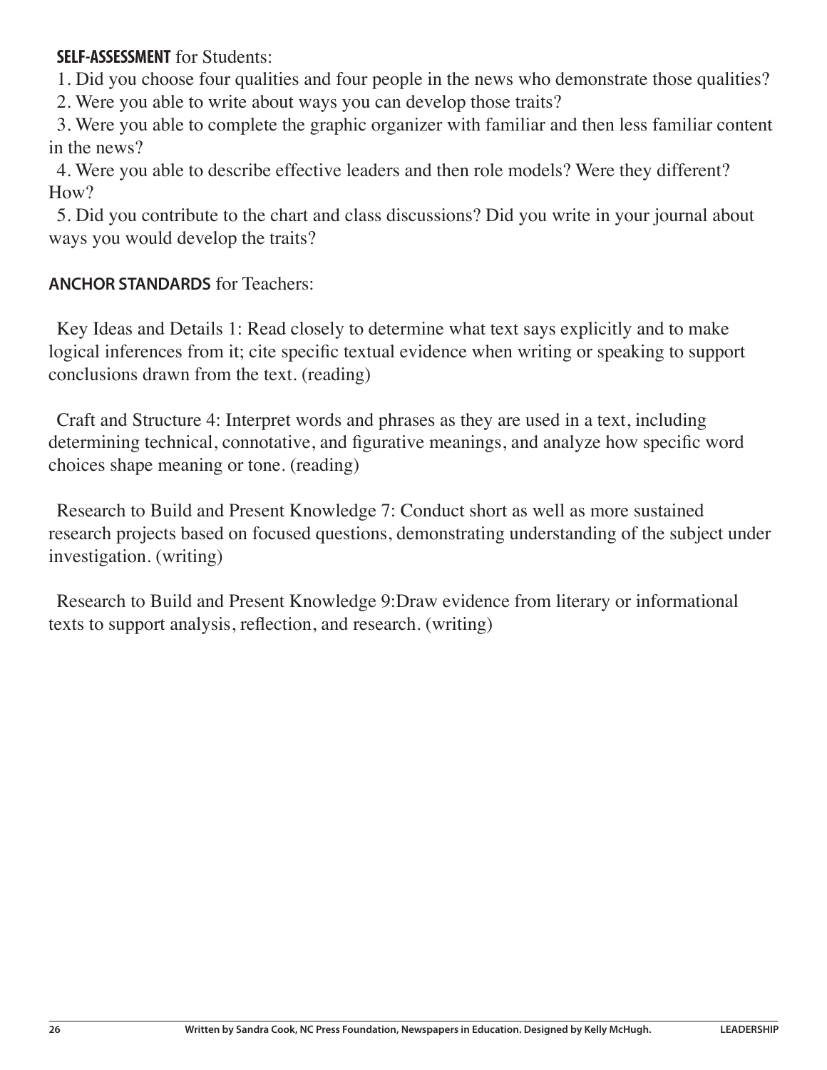**SELF-ASSESSMENT** for Students:

1. Did you choose four qualities and four people in the news who demonstrate those qualities?
2. Were you able to write about ways you can develop those traits?
3. Were you able to complete the graphic organizer with familiar and then less familiar content in the news?
4. Were you able to describe effective leaders and then role models? Were they different? How?
5. Did you contribute to the chart and class discussions? Did you write in your journal about ways you would develop the traits?

**ANCHOR STANDARDS** for Teachers:

Key Ideas and Details 1: Read closely to determine what text says explicitly and to make logical inferences from it; cite specific textual evidence when writing or speaking to support conclusions drawn from the text. (reading)

Craft and Structure 4: Interpret words and phrases as they are used in a text, including determining technical, connotative, and figurative meanings, and analyze how specific word choices shape meaning or tone. (reading)

Research to Build and Present Knowledge 7: Conduct short as well as more sustained research projects based on focused questions, demonstrating understanding of the subject under investigation. (writing)

Research to Build and Present Knowledge 9:Draw evidence from literary or informational texts to support analysis, reflection, and research. (writing)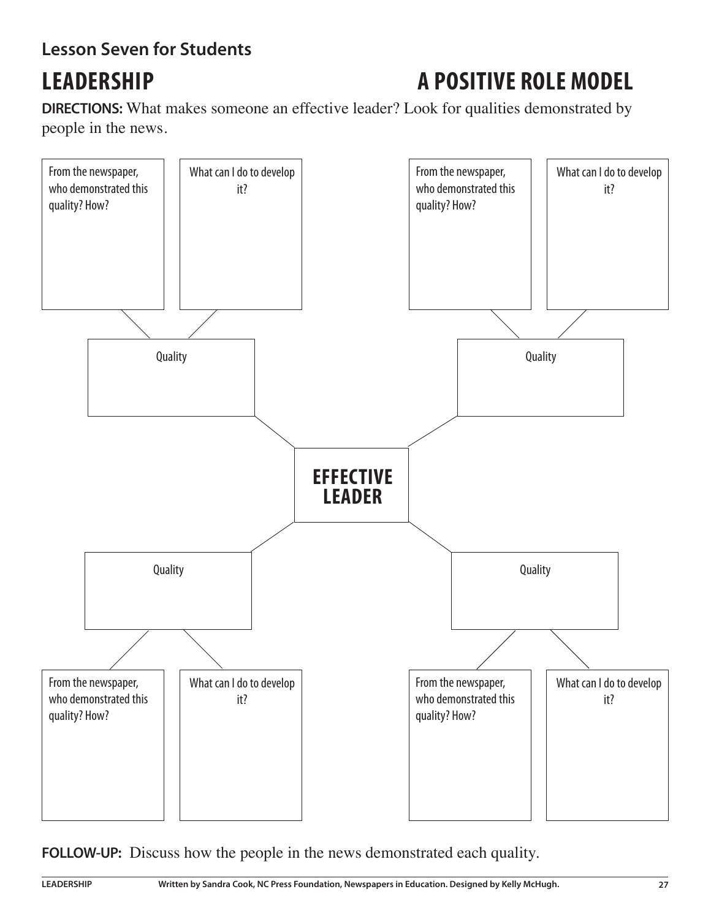**Lesson Seven for Students**

# LEADERSHIP — A POSITIVE ROLE MODEL

**DIRECTIONS:** What makes someone an effective leader? Look for qualities demonstrated by people in the news.

From the newspaper, who demonstrated this quality? How?

What can I do to develop it?

From the newspaper, who demonstrated this quality? How?

What can I do to develop it?

Quality

Quality

**EFFECTIVE LEADER**

Quality

Quality

From the newspaper, who demonstrated this quality? How?

What can I do to develop it?

From the newspaper, who demonstrated this quality? How?

What can I do to develop it?

**FOLLOW-UP:** Discuss how the people in the news demonstrated each quality.

**LEADERSHIP** **Written by Sandra Cook, NC Press Foundation, Newspapers in Education. Designed by Kelly McHugh.**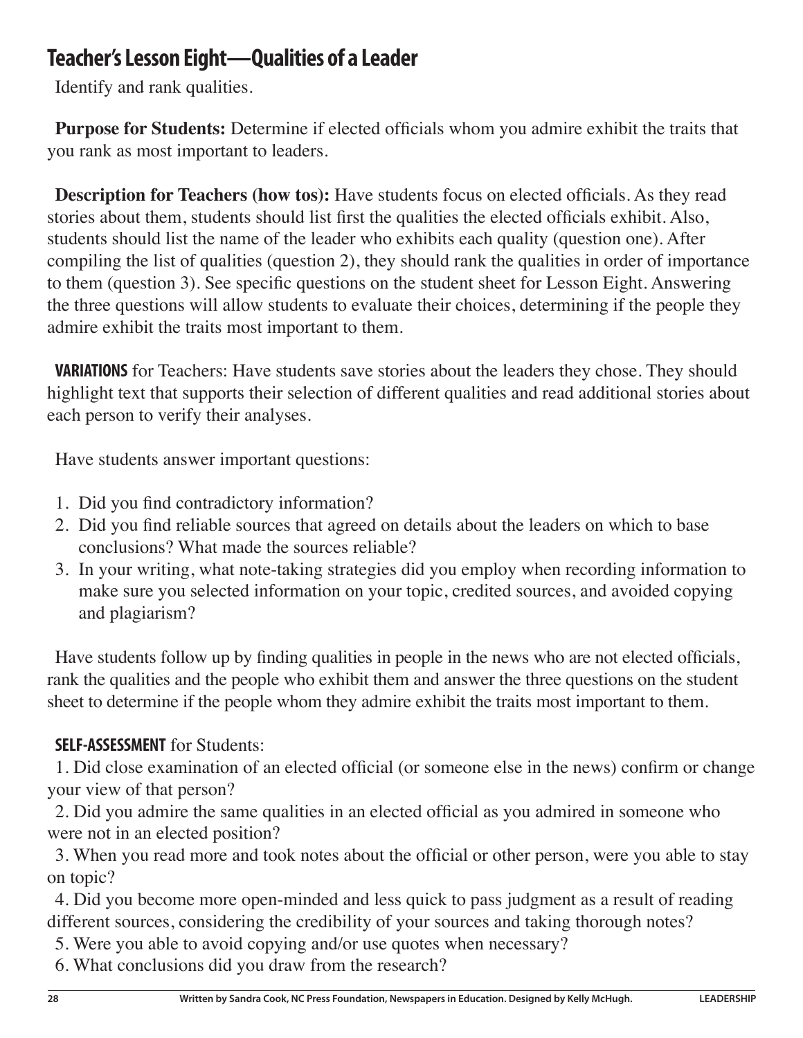## Teacher's Lesson Eight—Qualities of a Leader

Identify and rank qualities.

**Purpose for Students:** Determine if elected officials whom you admire exhibit the traits that you rank as most important to leaders.

**Description for Teachers (how tos):** Have students focus on elected officials. As they read stories about them, students should list first the qualities the elected officials exhibit. Also, students should list the name of the leader who exhibits each quality (question one). After compiling the list of qualities (question 2), they should rank the qualities in order of importance to them (question 3). See specific questions on the student sheet for Lesson Eight. Answering the three questions will allow students to evaluate their choices, determining if the people they admire exhibit the traits most important to them.

**VARIATIONS** for Teachers: Have students save stories about the leaders they chose. They should highlight text that supports their selection of different qualities and read additional stories about each person to verify their analyses.

Have students answer important questions:

1. Did you find contradictory information?
2. Did you find reliable sources that agreed on details about the leaders on which to base conclusions? What made the sources reliable?
3. In your writing, what note-taking strategies did you employ when recording information to make sure you selected information on your topic, credited sources, and avoided copying and plagiarism?

Have students follow up by finding qualities in people in the news who are not elected officials, rank the qualities and the people who exhibit them and answer the three questions on the student sheet to determine if the people whom they admire exhibit the traits most important to them.

**SELF-ASSESSMENT** for Students:

1. Did close examination of an elected official (or someone else in the news) confirm or change your view of that person?
2. Did you admire the same qualities in an elected official as you admired in someone who were not in an elected position?
3. When you read more and took notes about the official or other person, were you able to stay on topic?
4. Did you become more open-minded and less quick to pass judgment as a result of reading different sources, considering the credibility of your sources and taking thorough notes?
5. Were you able to avoid copying and/or use quotes when necessary?
6. What conclusions did you draw from the research?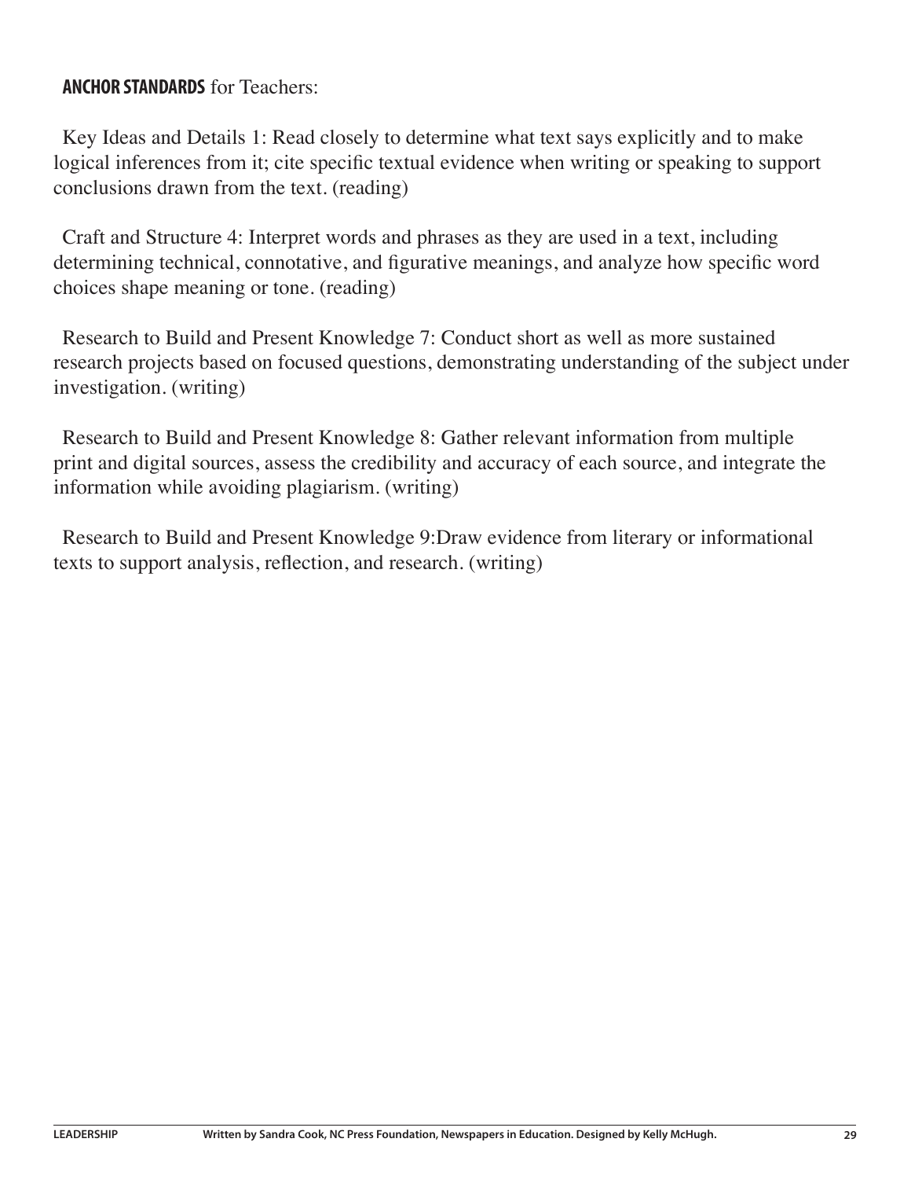**ANCHOR STANDARDS** for Teachers:

Key Ideas and Details 1: Read closely to determine what text says explicitly and to make logical inferences from it; cite specific textual evidence when writing or speaking to support conclusions drawn from the text. (reading)

Craft and Structure 4: Interpret words and phrases as they are used in a text, including determining technical, connotative, and figurative meanings, and analyze how specific word choices shape meaning or tone. (reading)

Research to Build and Present Knowledge 7: Conduct short as well as more sustained research projects based on focused questions, demonstrating understanding of the subject under investigation. (writing)

Research to Build and Present Knowledge 8: Gather relevant information from multiple print and digital sources, assess the credibility and accuracy of each source, and integrate the information while avoiding plagiarism. (writing)

Research to Build and Present Knowledge 9:Draw evidence from literary or informational texts to support analysis, reflection, and research. (writing)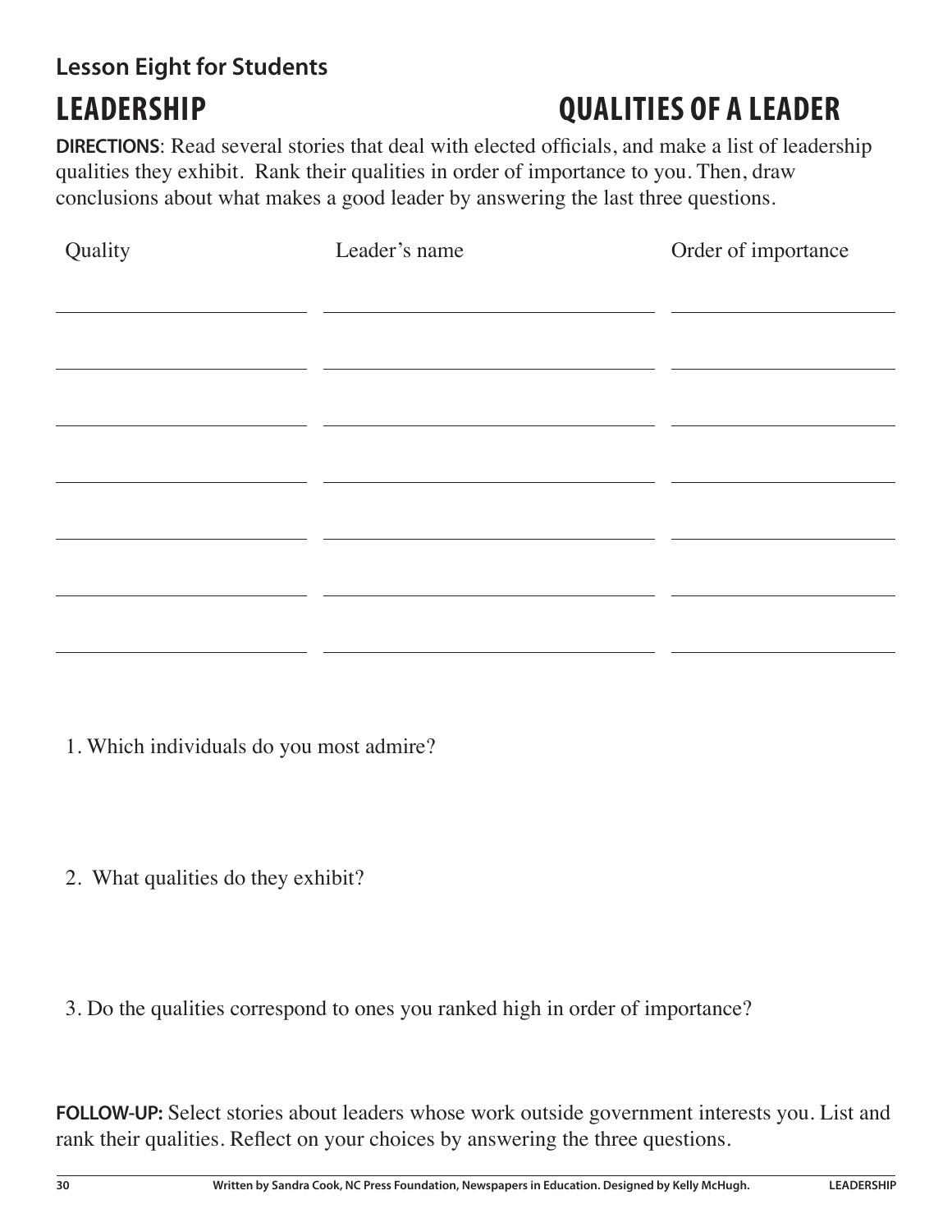### Lesson Eight for Students

# LEADERSHIP

## QUALITIES OF A LEADER

**DIRECTIONS**: Read several stories that deal with elected officials, and make a list of leadership qualities they exhibit. Rank their qualities in order of importance to you. Then, draw conclusions about what makes a good leader by answering the last three questions.

| Quality | Leader's name | Order of importance |
|---|---|---|
| | | |
| | | |
| | | |
| | | |
| | | |
| | | |
| | | |

1. Which individuals do you most admire?

2. What qualities do they exhibit?

3. Do the qualities correspond to ones you ranked high in order of importance?

**FOLLOW-UP:** Select stories about leaders whose work outside government interests you. List and rank their qualities. Reflect on your choices by answering the three questions.

Written by Sandra Cook, NC Press Foundation, Newspapers in Education. Designed by Kelly McHugh.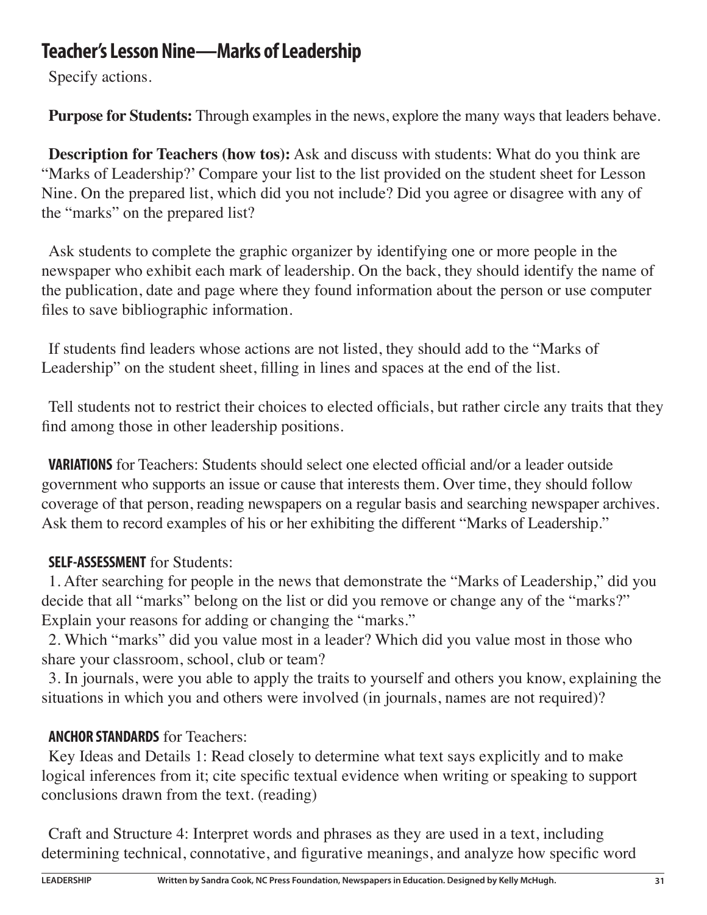## Teacher's Lesson Nine—Marks of Leadership

Specify actions.

**Purpose for Students:** Through examples in the news, explore the many ways that leaders behave.

**Description for Teachers (how tos):** Ask and discuss with students: What do you think are "Marks of Leadership?' Compare your list to the list provided on the student sheet for Lesson Nine. On the prepared list, which did you not include? Did you agree or disagree with any of the "marks" on the prepared list?

Ask students to complete the graphic organizer by identifying one or more people in the newspaper who exhibit each mark of leadership. On the back, they should identify the name of the publication, date and page where they found information about the person or use computer files to save bibliographic information.

If students find leaders whose actions are not listed, they should add to the "Marks of Leadership" on the student sheet, filling in lines and spaces at the end of the list.

Tell students not to restrict their choices to elected officials, but rather circle any traits that they find among those in other leadership positions.

**VARIATIONS** for Teachers: Students should select one elected official and/or a leader outside government who supports an issue or cause that interests them. Over time, they should follow coverage of that person, reading newspapers on a regular basis and searching newspaper archives. Ask them to record examples of his or her exhibiting the different "Marks of Leadership."

**SELF-ASSESSMENT** for Students:

1. After searching for people in the news that demonstrate the "Marks of Leadership," did you decide that all "marks" belong on the list or did you remove or change any of the "marks?" Explain your reasons for adding or changing the "marks."
2. Which "marks" did you value most in a leader? Which did you value most in those who share your classroom, school, club or team?
3. In journals, were you able to apply the traits to yourself and others you know, explaining the situations in which you and others were involved (in journals, names are not required)?

**ANCHOR STANDARDS** for Teachers:

Key Ideas and Details 1: Read closely to determine what text says explicitly and to make logical inferences from it; cite specific textual evidence when writing or speaking to support conclusions drawn from the text. (reading)

Craft and Structure 4: Interpret words and phrases as they are used in a text, including determining technical, connotative, and figurative meanings, and analyze how specific word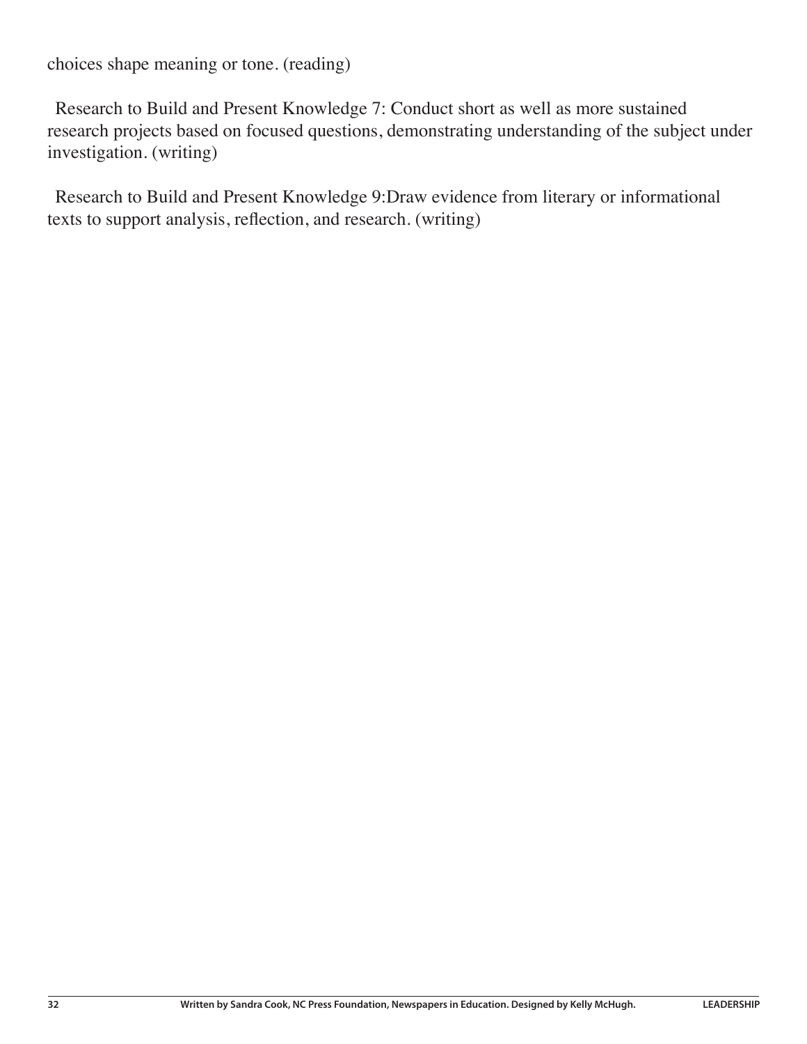choices shape meaning or tone. (reading)

Research to Build and Present Knowledge 7: Conduct short as well as more sustained research projects based on focused questions, demonstrating understanding of the subject under investigation. (writing)

Research to Build and Present Knowledge 9:Draw evidence from literary or informational texts to support analysis, reflection, and research. (writing)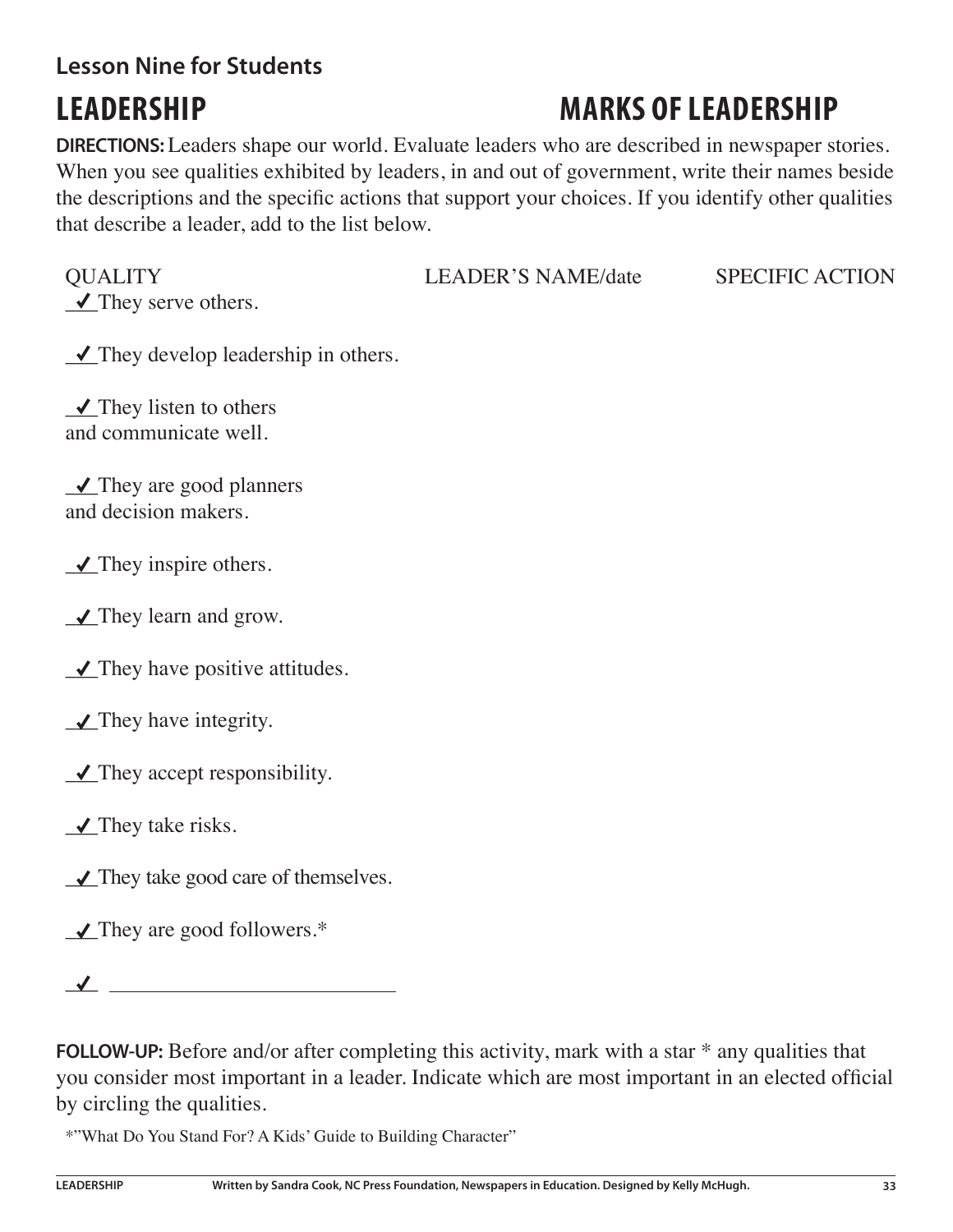**Lesson Nine for Students**

# LEADERSHIP

# MARKS OF LEADERSHIP

**DIRECTIONS:** Leaders shape our world. Evaluate leaders who are described in newspaper stories. When you see qualities exhibited by leaders, in and out of government, write their names beside the descriptions and the specific actions that support your choices. If you identify other qualities that describe a leader, add to the list below.

| QUALITY | LEADER'S NAME/date | SPECIFIC ACTION |
|---|---|---|
| ✓ They serve others. | | |
| ✓ They develop leadership in others. | | |
| ✓ They listen to others and communicate well. | | |
| ✓ They are good planners and decision makers. | | |
| ✓ They inspire others. | | |
| ✓ They learn and grow. | | |
| ✓ They have positive attitudes. | | |
| ✓ They have integrity. | | |
| ✓ They accept responsibility. | | |
| ✓ They take risks. | | |
| ✓ They take good care of themselves. | | |
| ✓ They are good followers.* | | |
| ✓ ____________________ | | |

**FOLLOW-UP:** Before and/or after completing this activity, mark with a star * any qualities that you consider most important in a leader. Indicate which are most important in an elected official by circling the qualities.

*"What Do You Stand For? A Kids' Guide to Building Character"

Written by Sandra Cook, NC Press Foundation, Newspapers in Education. Designed by Kelly McHugh.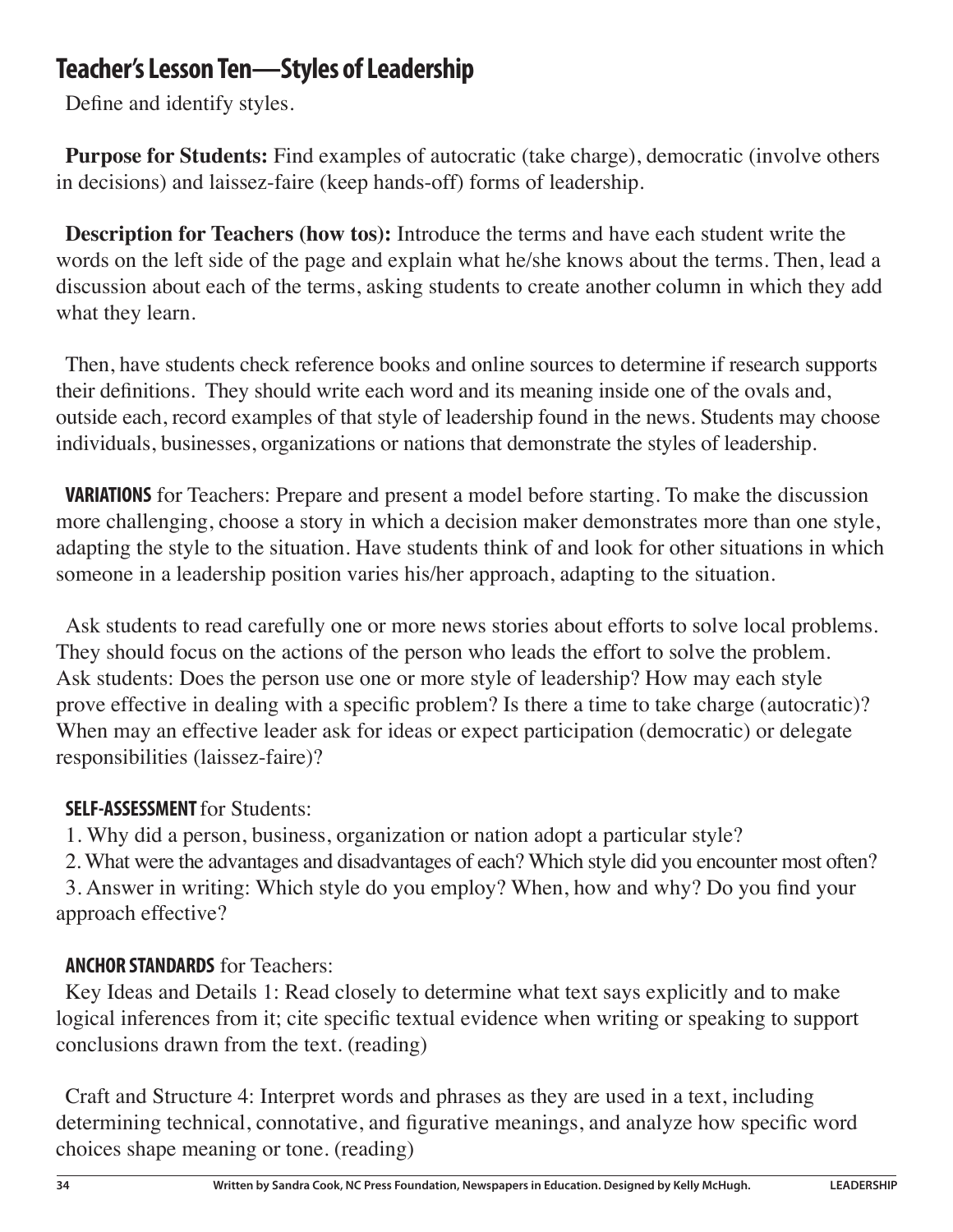## Teacher's Lesson Ten—Styles of Leadership

Define and identify styles.

**Purpose for Students:** Find examples of autocratic (take charge), democratic (involve others in decisions) and laissez-faire (keep hands-off) forms of leadership.

**Description for Teachers (how tos):** Introduce the terms and have each student write the words on the left side of the page and explain what he/she knows about the terms. Then, lead a discussion about each of the terms, asking students to create another column in which they add what they learn.

Then, have students check reference books and online sources to determine if research supports their definitions. They should write each word and its meaning inside one of the ovals and, outside each, record examples of that style of leadership found in the news. Students may choose individuals, businesses, organizations or nations that demonstrate the styles of leadership.

**VARIATIONS** for Teachers: Prepare and present a model before starting. To make the discussion more challenging, choose a story in which a decision maker demonstrates more than one style, adapting the style to the situation. Have students think of and look for other situations in which someone in a leadership position varies his/her approach, adapting to the situation.

Ask students to read carefully one or more news stories about efforts to solve local problems. They should focus on the actions of the person who leads the effort to solve the problem. Ask students: Does the person use one or more style of leadership? How may each style prove effective in dealing with a specific problem? Is there a time to take charge (autocratic)? When may an effective leader ask for ideas or expect participation (democratic) or delegate responsibilities (laissez-faire)?

**SELF-ASSESSMENT** for Students:

1. Why did a person, business, organization or nation adopt a particular style?
2. What were the advantages and disadvantages of each? Which style did you encounter most often?
3. Answer in writing: Which style do you employ? When, how and why? Do you find your approach effective?

**ANCHOR STANDARDS** for Teachers:

Key Ideas and Details 1: Read closely to determine what text says explicitly and to make logical inferences from it; cite specific textual evidence when writing or speaking to support conclusions drawn from the text. (reading)

Craft and Structure 4: Interpret words and phrases as they are used in a text, including determining technical, connotative, and figurative meanings, and analyze how specific word choices shape meaning or tone. (reading)

Written by Sandra Cook, NC Press Foundation, Newspapers in Education. Designed by Kelly McHugh.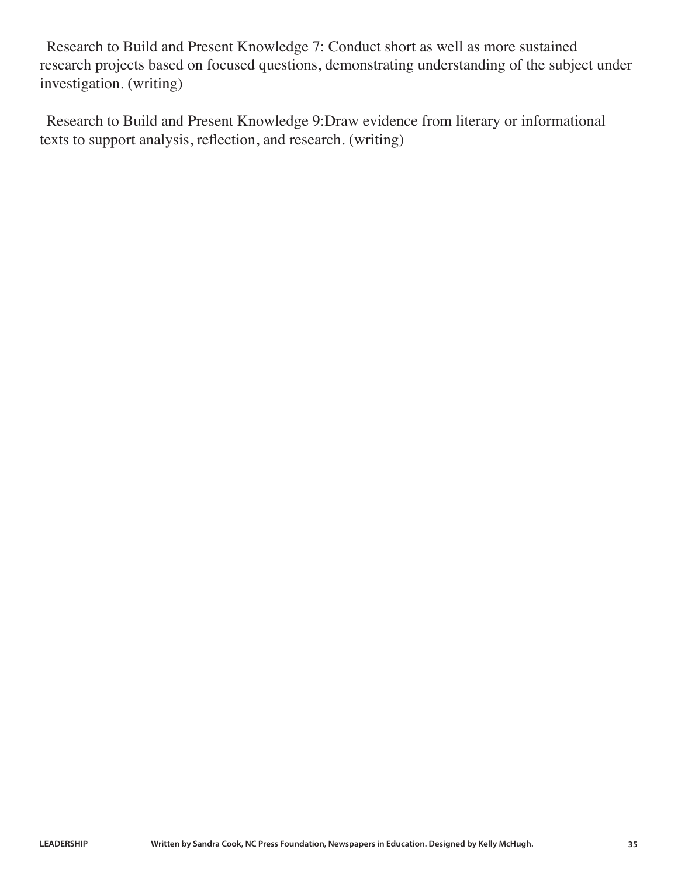Research to Build and Present Knowledge 7: Conduct short as well as more sustained research projects based on focused questions, demonstrating understanding of the subject under investigation. (writing)

Research to Build and Present Knowledge 9:Draw evidence from literary or informational texts to support analysis, reflection, and research. (writing)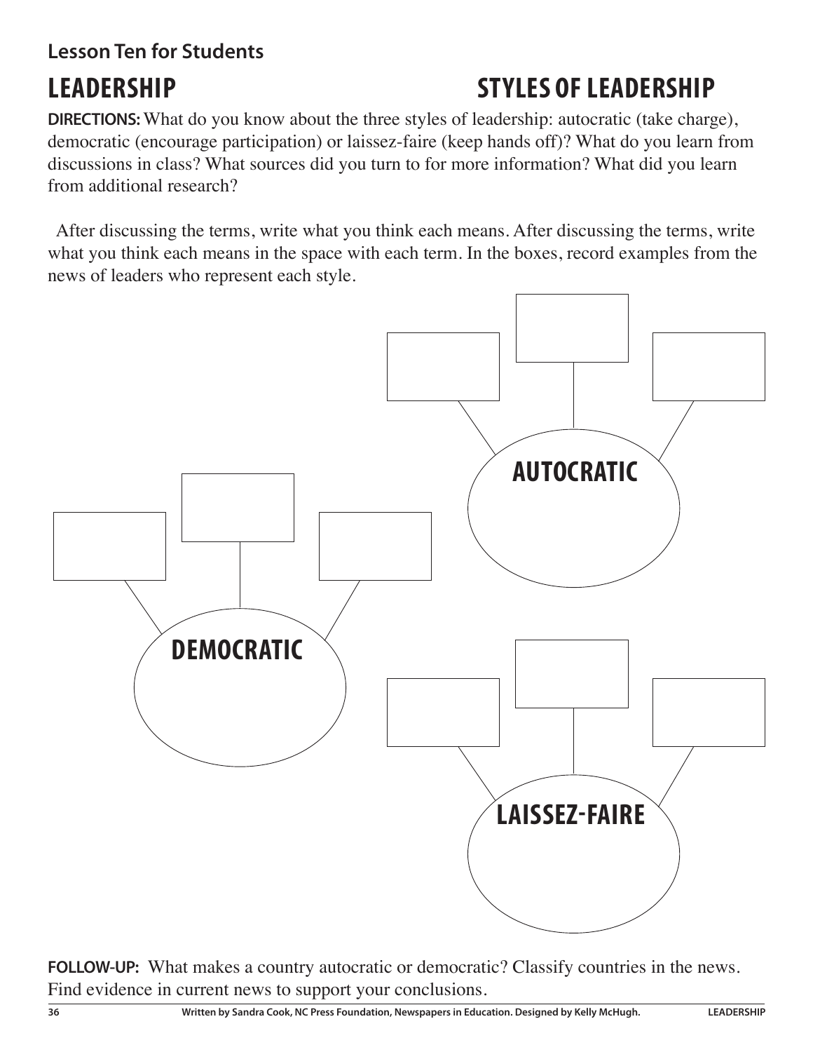**Lesson Ten for Students**

# LEADERSHIP

## STYLES OF LEADERSHIP

**DIRECTIONS:** What do you know about the three styles of leadership: autocratic (take charge), democratic (encourage participation) or laissez-faire (keep hands off)? What do you learn from discussions in class? What sources did you turn to for more information? What did you learn from additional research?

After discussing the terms, write what you think each means. After discussing the terms, write what you think each means in the space with each term. In the boxes, record examples from the news of leaders who represent each style.

**AUTOCRATIC**

**DEMOCRATIC**

**LAISSEZ-FAIRE**

**FOLLOW-UP:** What makes a country autocratic or democratic? Classify countries in the news. Find evidence in current news to support your conclusions.

Written by Sandra Cook, NC Press Foundation, Newspapers in Education. Designed by Kelly McHugh.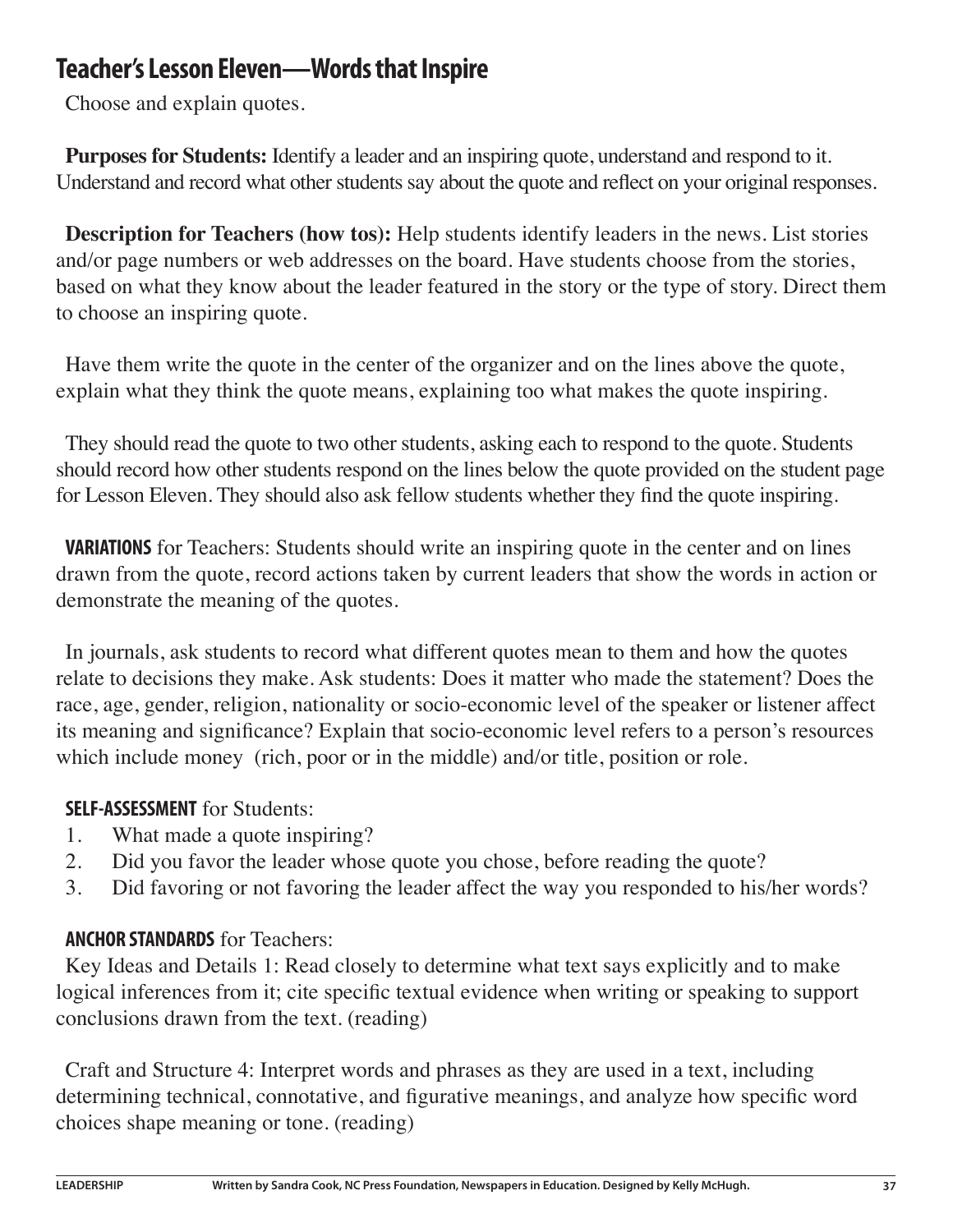## Teacher's Lesson Eleven—Words that Inspire

Choose and explain quotes.

**Purposes for Students:** Identify a leader and an inspiring quote, understand and respond to it. Understand and record what other students say about the quote and reflect on your original responses.

**Description for Teachers (how tos):** Help students identify leaders in the news. List stories and/or page numbers or web addresses on the board. Have students choose from the stories, based on what they know about the leader featured in the story or the type of story. Direct them to choose an inspiring quote.

Have them write the quote in the center of the organizer and on the lines above the quote, explain what they think the quote means, explaining too what makes the quote inspiring.

They should read the quote to two other students, asking each to respond to the quote. Students should record how other students respond on the lines below the quote provided on the student page for Lesson Eleven. They should also ask fellow students whether they find the quote inspiring.

**VARIATIONS** for Teachers: Students should write an inspiring quote in the center and on lines drawn from the quote, record actions taken by current leaders that show the words in action or demonstrate the meaning of the quotes.

In journals, ask students to record what different quotes mean to them and how the quotes relate to decisions they make. Ask students: Does it matter who made the statement? Does the race, age, gender, religion, nationality or socio-economic level of the speaker or listener affect its meaning and significance? Explain that socio-economic level refers to a person's resources which include money (rich, poor or in the middle) and/or title, position or role.

**SELF-ASSESSMENT** for Students:

1. What made a quote inspiring?
2. Did you favor the leader whose quote you chose, before reading the quote?
3. Did favoring or not favoring the leader affect the way you responded to his/her words?

**ANCHOR STANDARDS** for Teachers:

Key Ideas and Details 1: Read closely to determine what text says explicitly and to make logical inferences from it; cite specific textual evidence when writing or speaking to support conclusions drawn from the text. (reading)

Craft and Structure 4: Interpret words and phrases as they are used in a text, including determining technical, connotative, and figurative meanings, and analyze how specific word choices shape meaning or tone. (reading)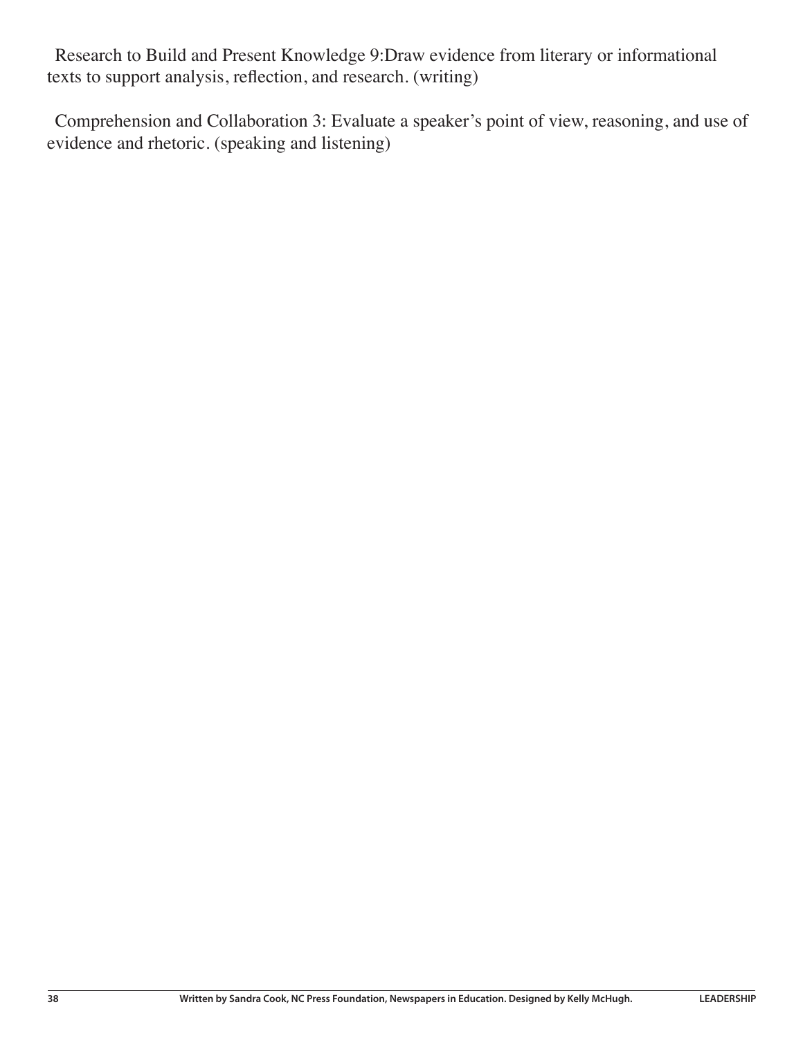Research to Build and Present Knowledge 9:Draw evidence from literary or informational texts to support analysis, reflection, and research. (writing)

Comprehension and Collaboration 3: Evaluate a speaker's point of view, reasoning, and use of evidence and rhetoric. (speaking and listening)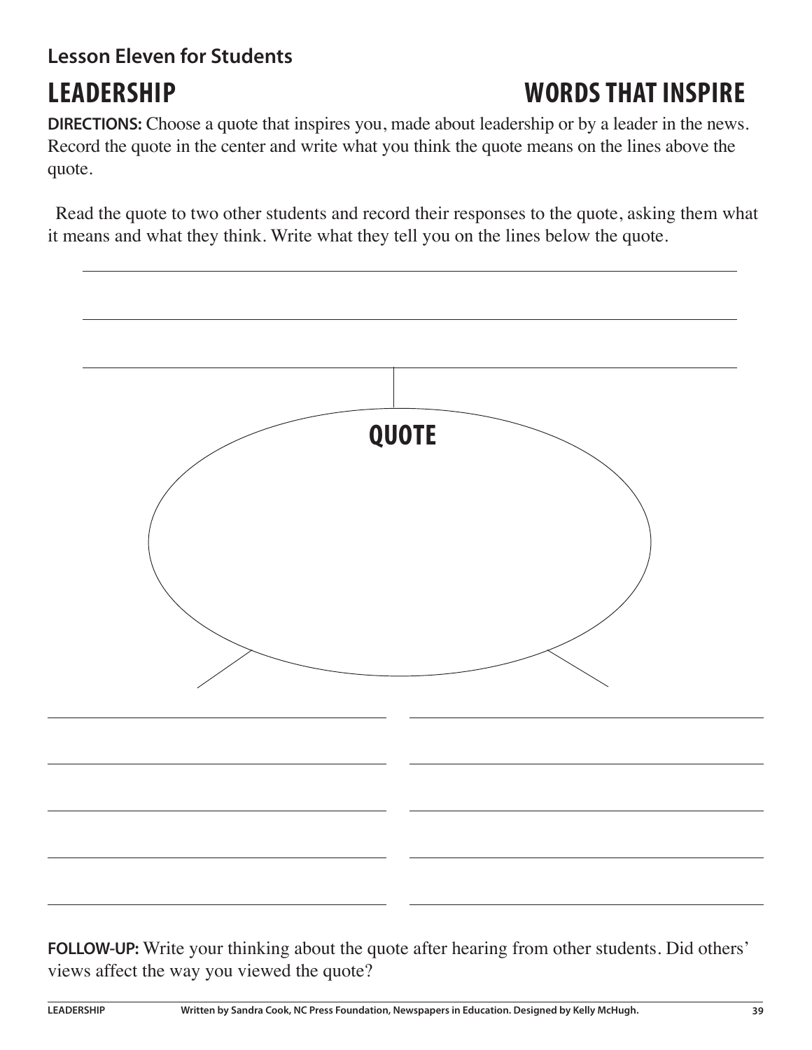## Lesson Eleven for Students

# LEADERSHIP — WORDS THAT INSPIRE

**DIRECTIONS:** Choose a quote that inspires you, made about leadership or by a leader in the news. Record the quote in the center and write what you think the quote means on the lines above the quote.

Read the quote to two other students and record their responses to the quote, asking them what it means and what they think. Write what they tell you on the lines below the quote.

**QUOTE**

**FOLLOW-UP:** Write your thinking about the quote after hearing from other students. Did others' views affect the way you viewed the quote?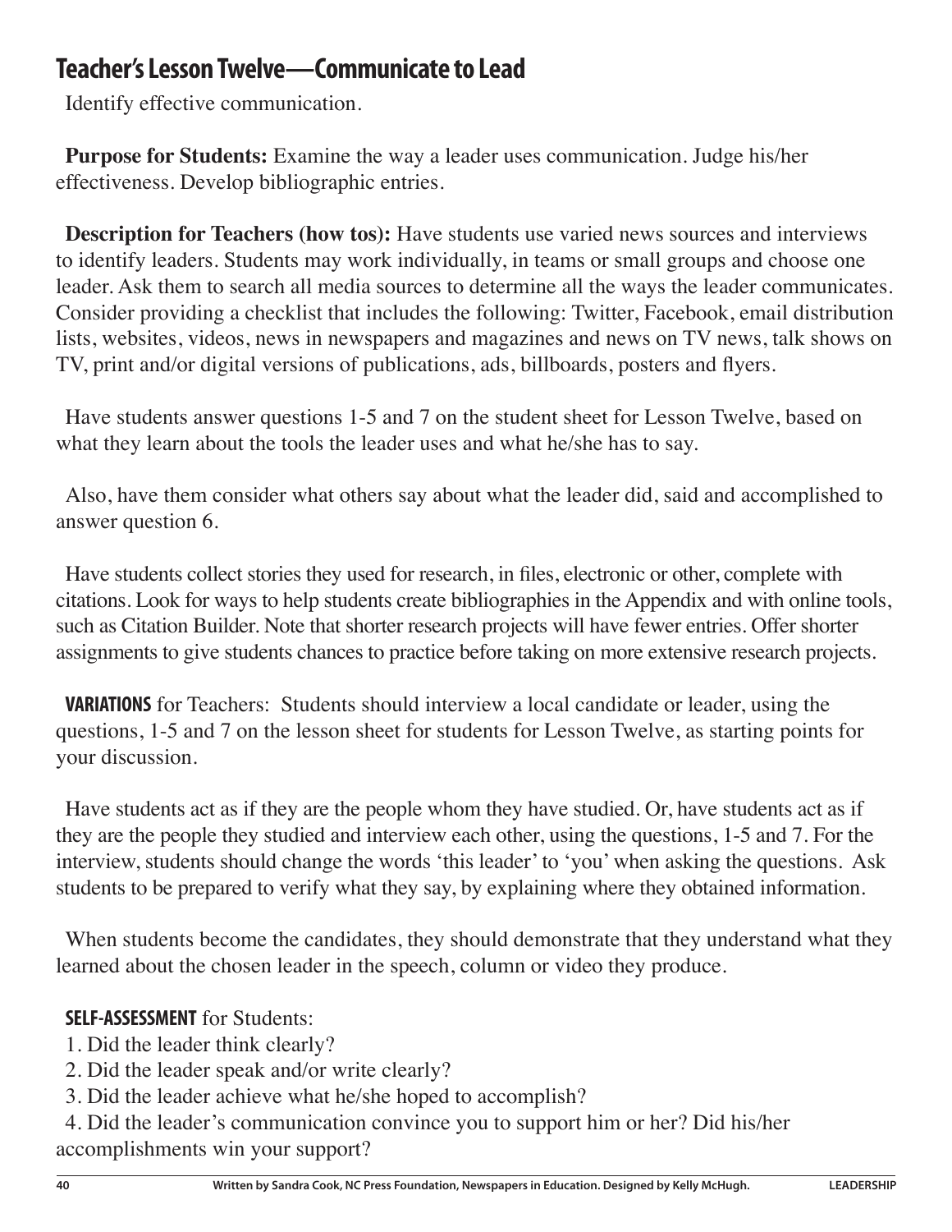## Teacher's Lesson Twelve—Communicate to Lead

Identify effective communication.

**Purpose for Students:** Examine the way a leader uses communication. Judge his/her effectiveness. Develop bibliographic entries.

**Description for Teachers (how tos):** Have students use varied news sources and interviews to identify leaders. Students may work individually, in teams or small groups and choose one leader. Ask them to search all media sources to determine all the ways the leader communicates. Consider providing a checklist that includes the following: Twitter, Facebook, email distribution lists, websites, videos, news in newspapers and magazines and news on TV news, talk shows on TV, print and/or digital versions of publications, ads, billboards, posters and flyers.

Have students answer questions 1-5 and 7 on the student sheet for Lesson Twelve, based on what they learn about the tools the leader uses and what he/she has to say.

Also, have them consider what others say about what the leader did, said and accomplished to answer question 6.

Have students collect stories they used for research, in files, electronic or other, complete with citations. Look for ways to help students create bibliographies in the Appendix and with online tools, such as Citation Builder. Note that shorter research projects will have fewer entries. Offer shorter assignments to give students chances to practice before taking on more extensive research projects.

**VARIATIONS** for Teachers: Students should interview a local candidate or leader, using the questions, 1-5 and 7 on the lesson sheet for students for Lesson Twelve, as starting points for your discussion.

Have students act as if they are the people whom they have studied. Or, have students act as if they are the people they studied and interview each other, using the questions, 1-5 and 7. For the interview, students should change the words 'this leader' to 'you' when asking the questions. Ask students to be prepared to verify what they say, by explaining where they obtained information.

When students become the candidates, they should demonstrate that they understand what they learned about the chosen leader in the speech, column or video they produce.

**SELF-ASSESSMENT** for Students:

1. Did the leader think clearly?
2. Did the leader speak and/or write clearly?
3. Did the leader achieve what he/she hoped to accomplish?
4. Did the leader's communication convince you to support him or her? Did his/her accomplishments win your support?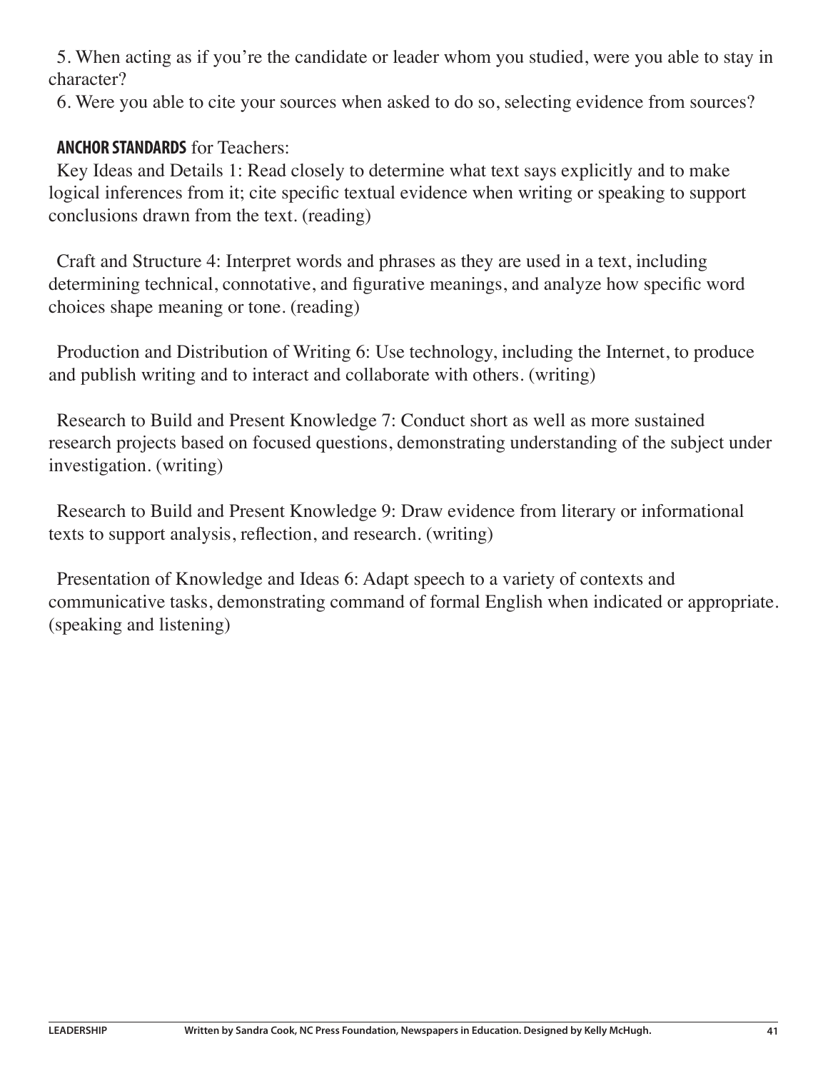5. When acting as if you're the candidate or leader whom you studied, were you able to stay in character?

6. Were you able to cite your sources when asked to do so, selecting evidence from sources?

**ANCHOR STANDARDS** for Teachers:

Key Ideas and Details 1: Read closely to determine what text says explicitly and to make logical inferences from it; cite specific textual evidence when writing or speaking to support conclusions drawn from the text. (reading)

Craft and Structure 4: Interpret words and phrases as they are used in a text, including determining technical, connotative, and figurative meanings, and analyze how specific word choices shape meaning or tone. (reading)

Production and Distribution of Writing 6: Use technology, including the Internet, to produce and publish writing and to interact and collaborate with others. (writing)

Research to Build and Present Knowledge 7: Conduct short as well as more sustained research projects based on focused questions, demonstrating understanding of the subject under investigation. (writing)

Research to Build and Present Knowledge 9: Draw evidence from literary or informational texts to support analysis, reflection, and research. (writing)

Presentation of Knowledge and Ideas 6: Adapt speech to a variety of contexts and communicative tasks, demonstrating command of formal English when indicated or appropriate. (speaking and listening)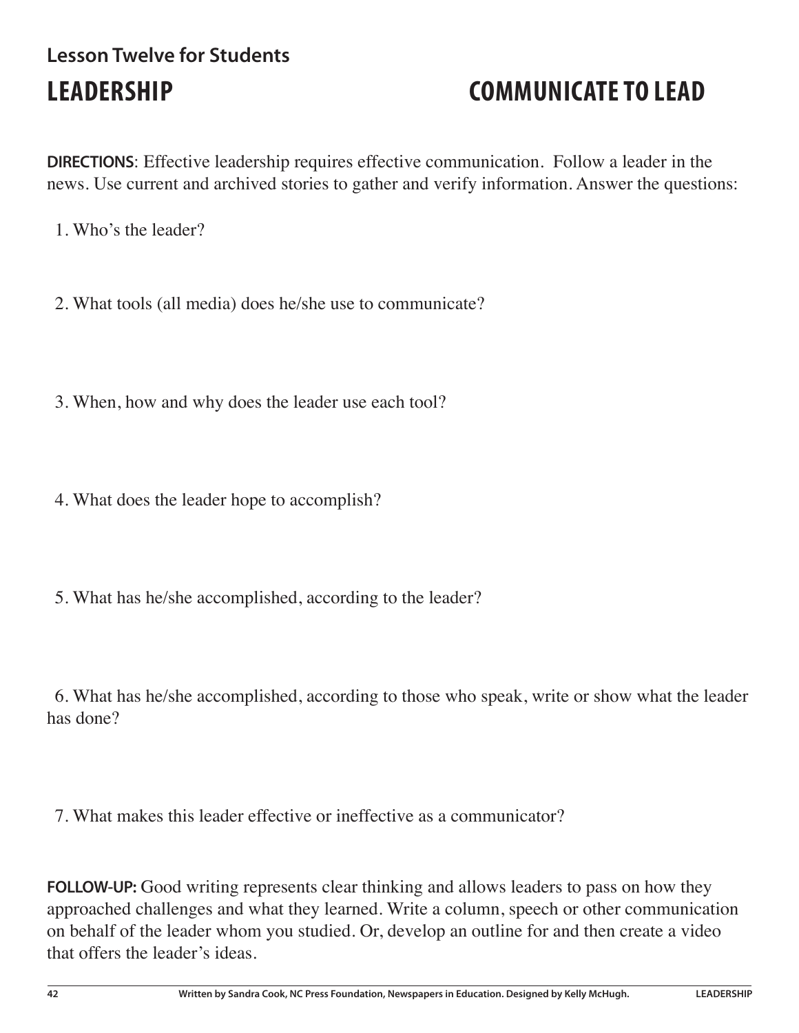**Lesson Twelve for Students**

# LEADERSHIP

# COMMUNICATE TO LEAD

**DIRECTIONS**: Effective leadership requires effective communication. Follow a leader in the news. Use current and archived stories to gather and verify information. Answer the questions:

1. Who's the leader?

2. What tools (all media) does he/she use to communicate?

3. When, how and why does the leader use each tool?

4. What does the leader hope to accomplish?

5. What has he/she accomplished, according to the leader?

6. What has he/she accomplished, according to those who speak, write or show what the leader has done?

7. What makes this leader effective or ineffective as a communicator?

**FOLLOW-UP:** Good writing represents clear thinking and allows leaders to pass on how they approached challenges and what they learned. Write a column, speech or other communication on behalf of the leader whom you studied. Or, develop an outline for and then create a video that offers the leader's ideas.

Written by Sandra Cook, NC Press Foundation, Newspapers in Education. Designed by Kelly McHugh.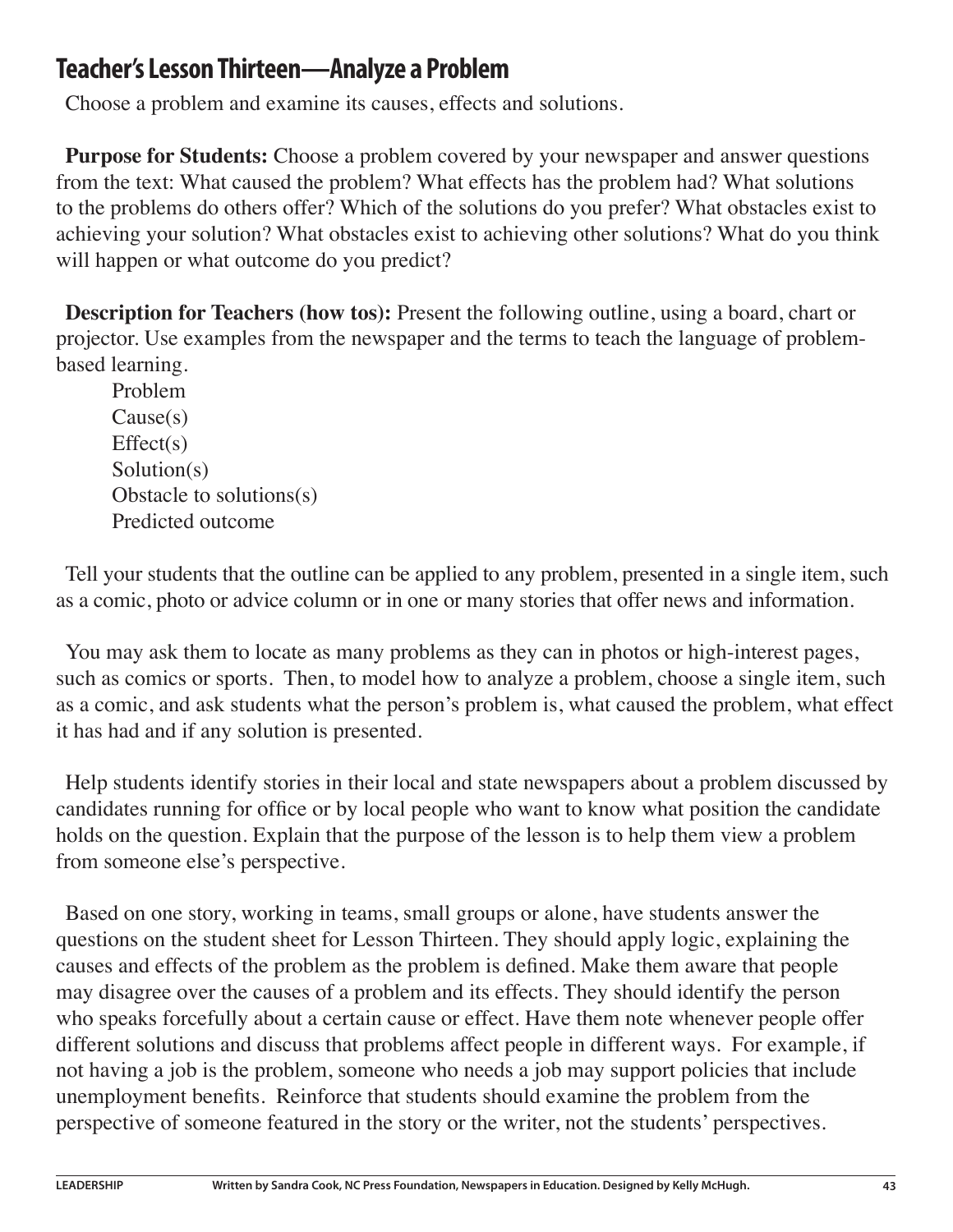# Teacher's Lesson Thirteen—Analyze a Problem

Choose a problem and examine its causes, effects and solutions.

**Purpose for Students:** Choose a problem covered by your newspaper and answer questions from the text: What caused the problem? What effects has the problem had? What solutions to the problems do others offer? Which of the solutions do you prefer? What obstacles exist to achieving your solution? What obstacles exist to achieving other solutions? What do you think will happen or what outcome do you predict?

**Description for Teachers (how tos):** Present the following outline, using a board, chart or projector. Use examples from the newspaper and the terms to teach the language of problem-based learning.

Problem
Cause(s)
Effect(s)
Solution(s)
Obstacle to solutions(s)
Predicted outcome

Tell your students that the outline can be applied to any problem, presented in a single item, such as a comic, photo or advice column or in one or many stories that offer news and information.

You may ask them to locate as many problems as they can in photos or high-interest pages, such as comics or sports. Then, to model how to analyze a problem, choose a single item, such as a comic, and ask students what the person's problem is, what caused the problem, what effect it has had and if any solution is presented.

Help students identify stories in their local and state newspapers about a problem discussed by candidates running for office or by local people who want to know what position the candidate holds on the question. Explain that the purpose of the lesson is to help them view a problem from someone else's perspective.

Based on one story, working in teams, small groups or alone, have students answer the questions on the student sheet for Lesson Thirteen. They should apply logic, explaining the causes and effects of the problem as the problem is defined. Make them aware that people may disagree over the causes of a problem and its effects. They should identify the person who speaks forcefully about a certain cause or effect. Have them note whenever people offer different solutions and discuss that problems affect people in different ways. For example, if not having a job is the problem, someone who needs a job may support policies that include unemployment benefits. Reinforce that students should examine the problem from the perspective of someone featured in the story or the writer, not the students' perspectives.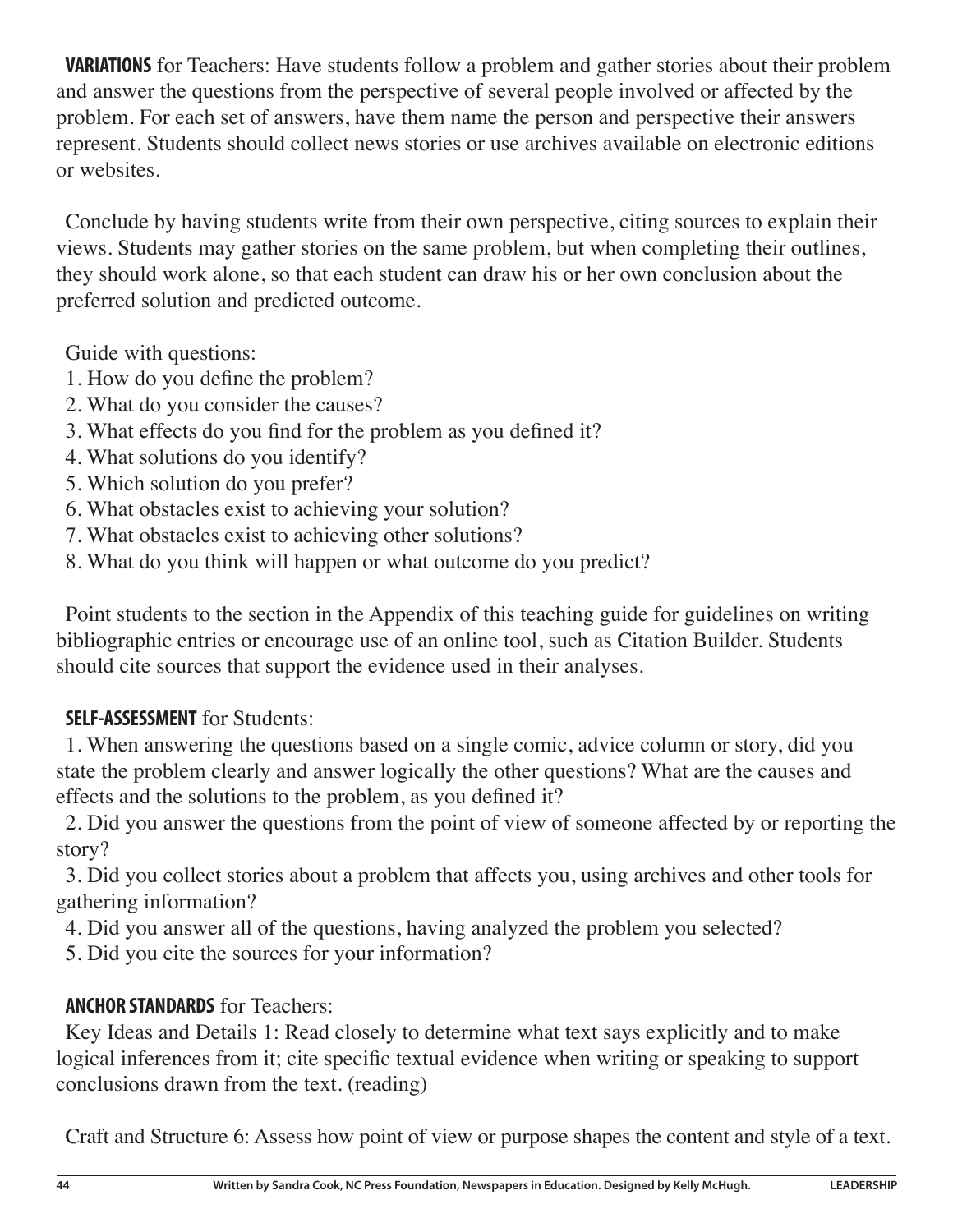**VARIATIONS** for Teachers: Have students follow a problem and gather stories about their problem and answer the questions from the perspective of several people involved or affected by the problem. For each set of answers, have them name the person and perspective their answers represent. Students should collect news stories or use archives available on electronic editions or websites.

Conclude by having students write from their own perspective, citing sources to explain their views. Students may gather stories on the same problem, but when completing their outlines, they should work alone, so that each student can draw his or her own conclusion about the preferred solution and predicted outcome.

Guide with questions:

1. How do you define the problem?
2. What do you consider the causes?
3. What effects do you find for the problem as you defined it?
4. What solutions do you identify?
5. Which solution do you prefer?
6. What obstacles exist to achieving your solution?
7. What obstacles exist to achieving other solutions?
8. What do you think will happen or what outcome do you predict?

Point students to the section in the Appendix of this teaching guide for guidelines on writing bibliographic entries or encourage use of an online tool, such as Citation Builder. Students should cite sources that support the evidence used in their analyses.

**SELF-ASSESSMENT** for Students:

1. When answering the questions based on a single comic, advice column or story, did you state the problem clearly and answer logically the other questions? What are the causes and effects and the solutions to the problem, as you defined it?
2. Did you answer the questions from the point of view of someone affected by or reporting the story?
3. Did you collect stories about a problem that affects you, using archives and other tools for gathering information?
4. Did you answer all of the questions, having analyzed the problem you selected?
5. Did you cite the sources for your information?

**ANCHOR STANDARDS** for Teachers:

Key Ideas and Details 1: Read closely to determine what text says explicitly and to make logical inferences from it; cite specific textual evidence when writing or speaking to support conclusions drawn from the text. (reading)

Craft and Structure 6: Assess how point of view or purpose shapes the content and style of a text.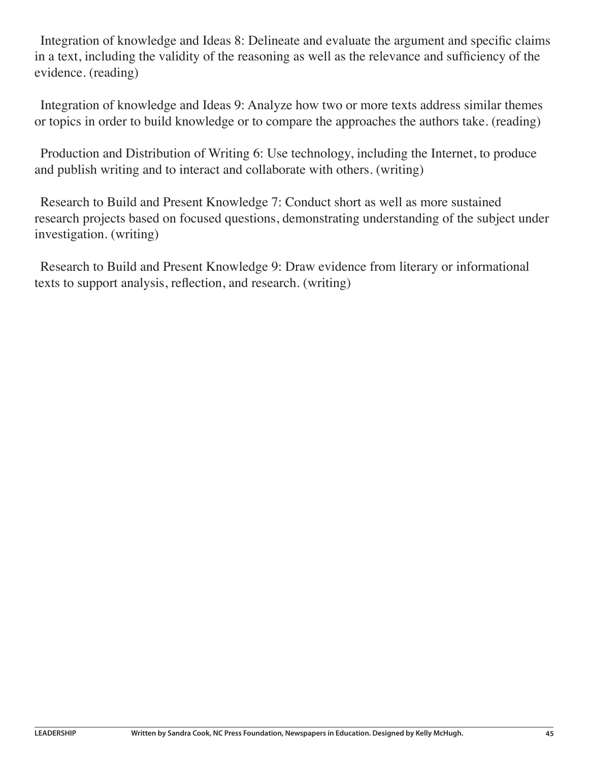Integration of knowledge and Ideas 8: Delineate and evaluate the argument and specific claims in a text, including the validity of the reasoning as well as the relevance and sufficiency of the evidence. (reading)

Integration of knowledge and Ideas 9: Analyze how two or more texts address similar themes or topics in order to build knowledge or to compare the approaches the authors take. (reading)

Production and Distribution of Writing 6: Use technology, including the Internet, to produce and publish writing and to interact and collaborate with others. (writing)

Research to Build and Present Knowledge 7: Conduct short as well as more sustained research projects based on focused questions, demonstrating understanding of the subject under investigation. (writing)

Research to Build and Present Knowledge 9: Draw evidence from literary or informational texts to support analysis, reflection, and research. (writing)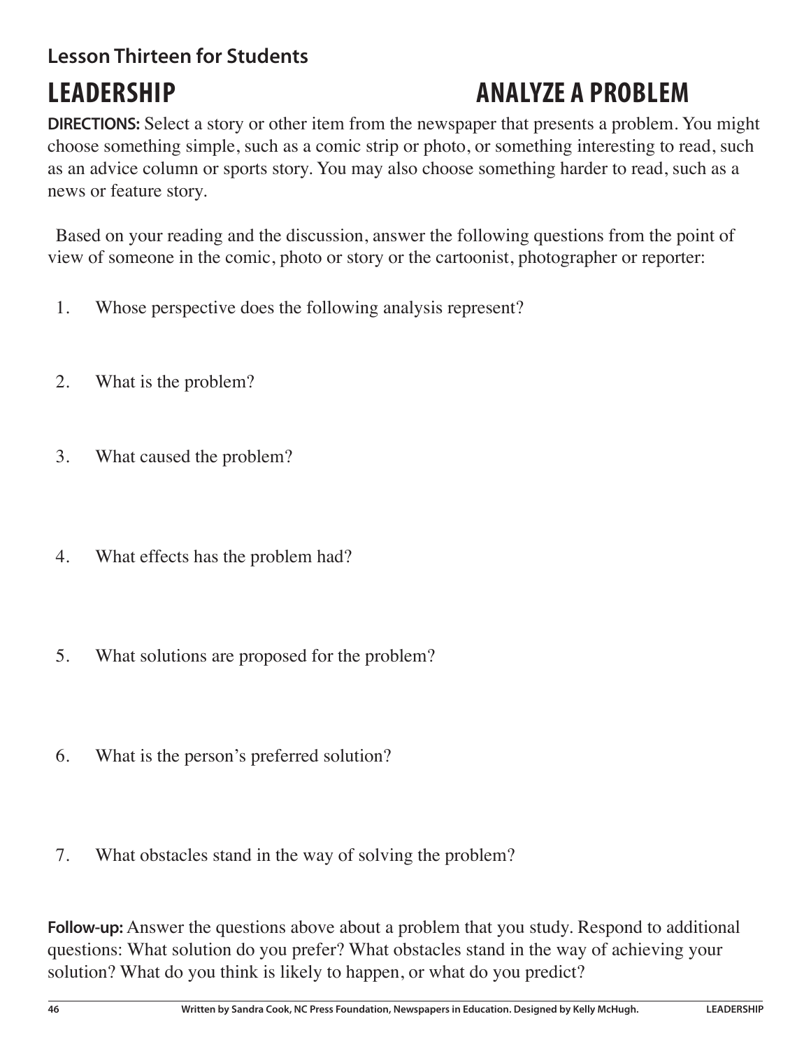## Lesson Thirteen for Students

# LEADERSHIP — ANALYZE A PROBLEM

**DIRECTIONS:** Select a story or other item from the newspaper that presents a problem. You might choose something simple, such as a comic strip or photo, or something interesting to read, such as an advice column or sports story. You may also choose something harder to read, such as a news or feature story.

Based on your reading and the discussion, answer the following questions from the point of view of someone in the comic, photo or story or the cartoonist, photographer or reporter:

1. Whose perspective does the following analysis represent?

2. What is the problem?

3. What caused the problem?

4. What effects has the problem had?

5. What solutions are proposed for the problem?

6. What is the person's preferred solution?

7. What obstacles stand in the way of solving the problem?

**Follow-up:** Answer the questions above about a problem that you study. Respond to additional questions: What solution do you prefer? What obstacles stand in the way of achieving your solution? What do you think is likely to happen, or what do you predict?

Written by Sandra Cook, NC Press Foundation, Newspapers in Education. Designed by Kelly McHugh.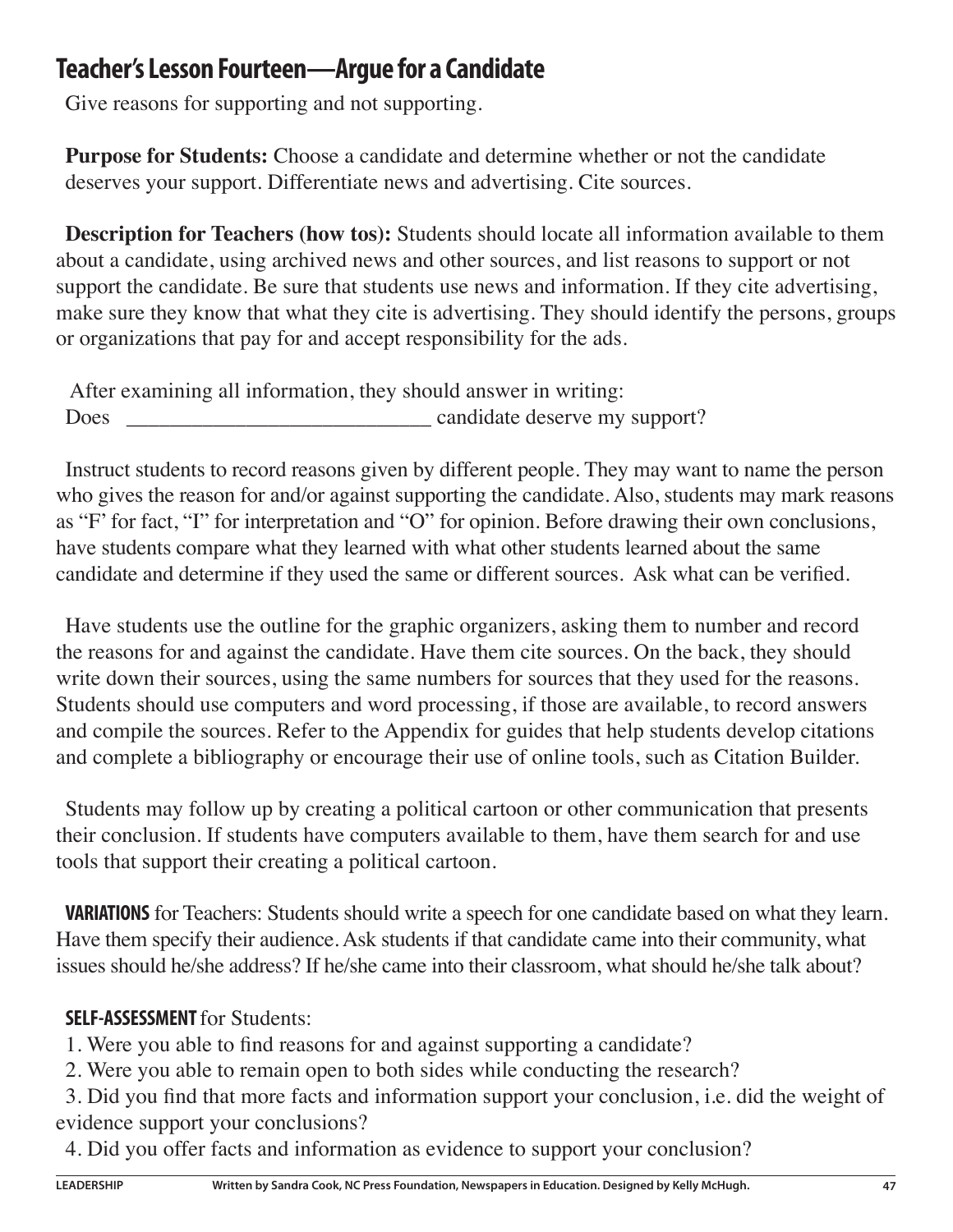## Teacher's Lesson Fourteen—Argue for a Candidate

Give reasons for supporting and not supporting.

**Purpose for Students:** Choose a candidate and determine whether or not the candidate deserves your support. Differentiate news and advertising. Cite sources.

**Description for Teachers (how tos):** Students should locate all information available to them about a candidate, using archived news and other sources, and list reasons to support or not support the candidate. Be sure that students use news and information. If they cite advertising, make sure they know that what they cite is advertising. They should identify the persons, groups or organizations that pay for and accept responsibility for the ads.

After examining all information, they should answer in writing:
Does _____________________________ candidate deserve my support?

Instruct students to record reasons given by different people. They may want to name the person who gives the reason for and/or against supporting the candidate. Also, students may mark reasons as "F' for fact, "I" for interpretation and "O" for opinion. Before drawing their own conclusions, have students compare what they learned with what other students learned about the same candidate and determine if they used the same or different sources. Ask what can be verified.

Have students use the outline for the graphic organizers, asking them to number and record the reasons for and against the candidate. Have them cite sources. On the back, they should write down their sources, using the same numbers for sources that they used for the reasons. Students should use computers and word processing, if those are available, to record answers and compile the sources. Refer to the Appendix for guides that help students develop citations and complete a bibliography or encourage their use of online tools, such as Citation Builder.

Students may follow up by creating a political cartoon or other communication that presents their conclusion. If students have computers available to them, have them search for and use tools that support their creating a political cartoon.

**VARIATIONS** for Teachers: Students should write a speech for one candidate based on what they learn. Have them specify their audience. Ask students if that candidate came into their community, what issues should he/she address? If he/she came into their classroom, what should he/she talk about?

**SELF-ASSESSMENT** for Students:

1. Were you able to find reasons for and against supporting a candidate?
2. Were you able to remain open to both sides while conducting the research?
3. Did you find that more facts and information support your conclusion, i.e. did the weight of evidence support your conclusions?
4. Did you offer facts and information as evidence to support your conclusion?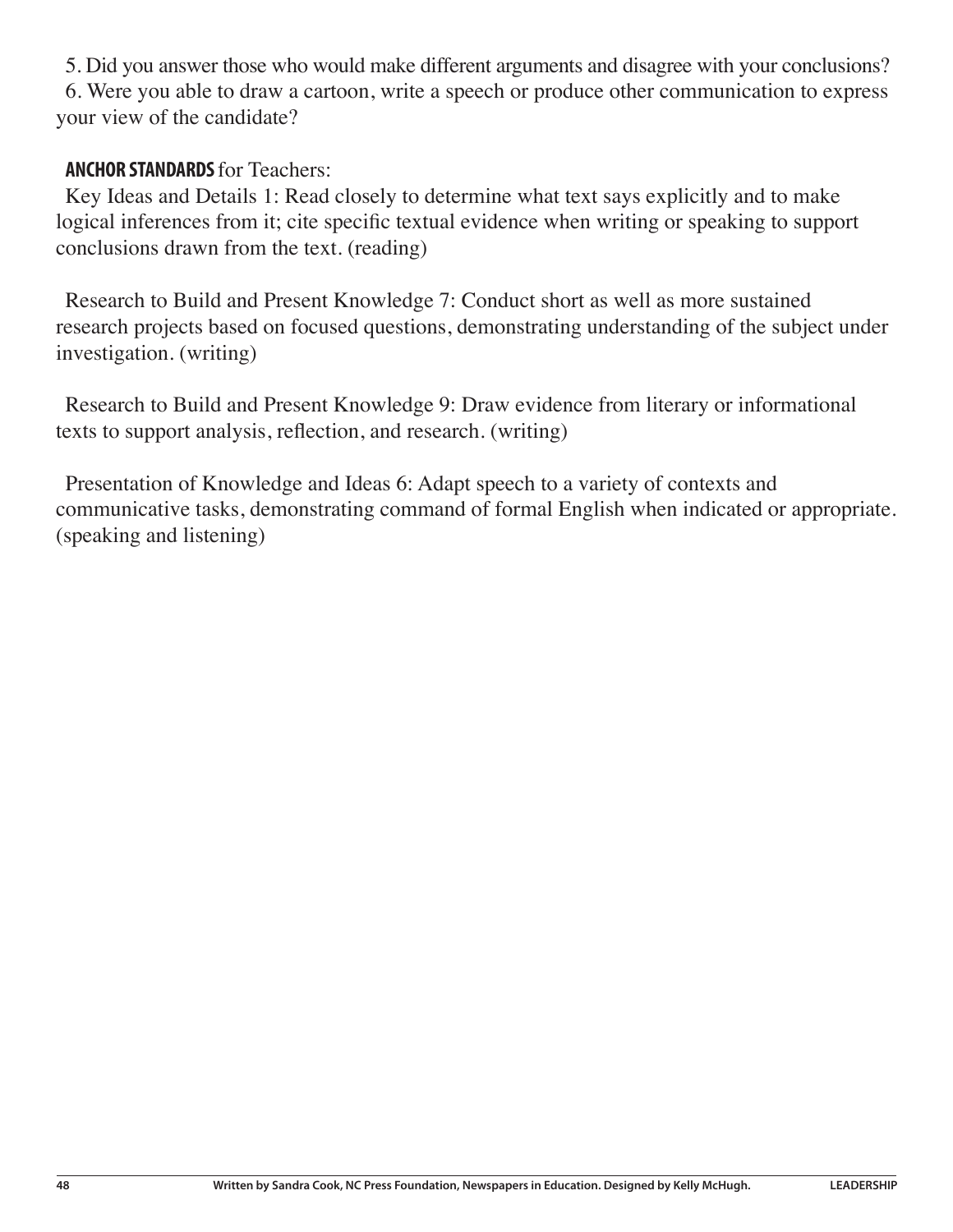5. Did you answer those who would make different arguments and disagree with your conclusions?
6. Were you able to draw a cartoon, write a speech or produce other communication to express your view of the candidate?

**ANCHOR STANDARDS** for Teachers:

Key Ideas and Details 1: Read closely to determine what text says explicitly and to make logical inferences from it; cite specific textual evidence when writing or speaking to support conclusions drawn from the text. (reading)

Research to Build and Present Knowledge 7: Conduct short as well as more sustained research projects based on focused questions, demonstrating understanding of the subject under investigation. (writing)

Research to Build and Present Knowledge 9: Draw evidence from literary or informational texts to support analysis, reflection, and research. (writing)

Presentation of Knowledge and Ideas 6: Adapt speech to a variety of contexts and communicative tasks, demonstrating command of formal English when indicated or appropriate. (speaking and listening)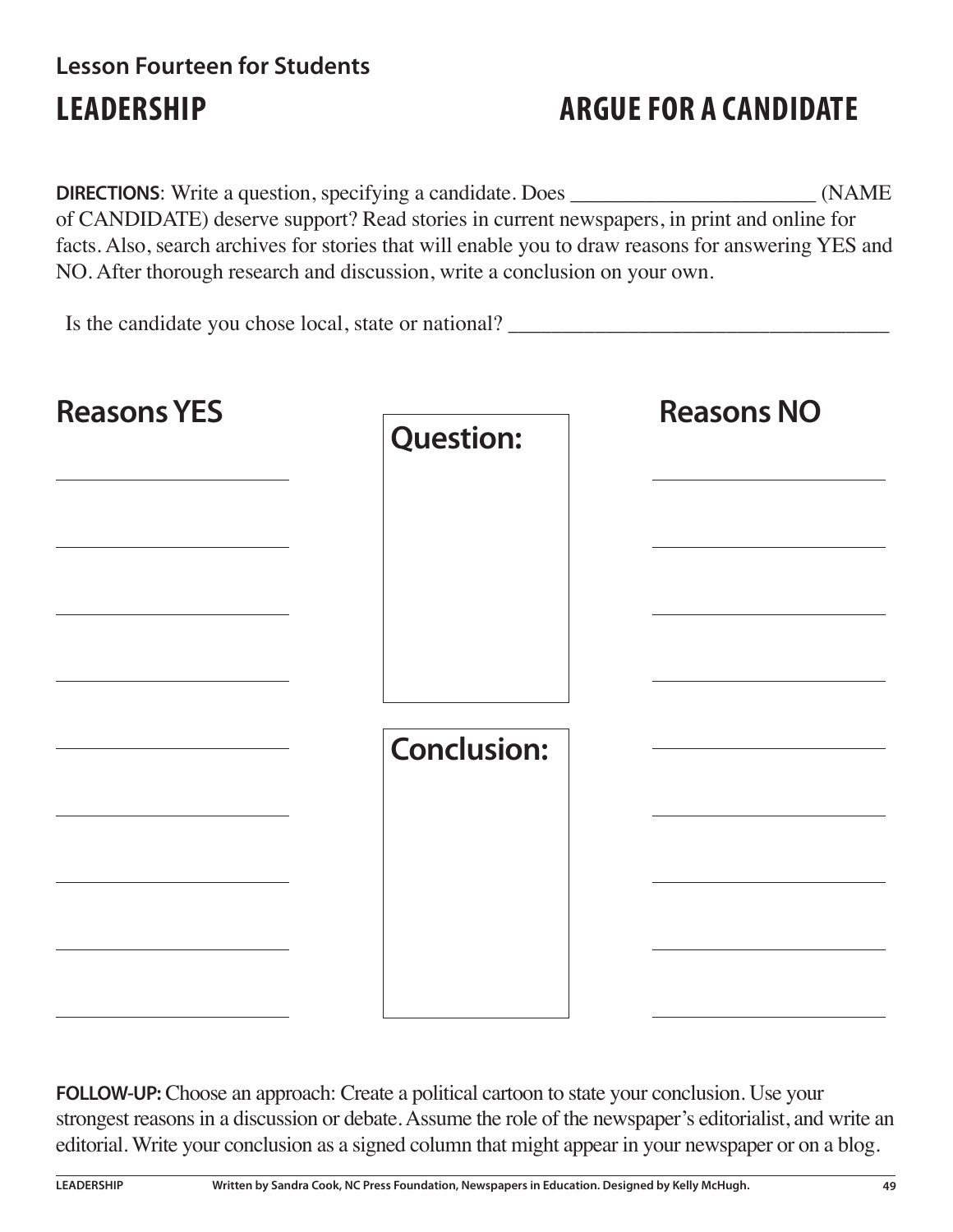**Lesson Fourteen for Students**

# LEADERSHIP

# ARGUE FOR A CANDIDATE

**DIRECTIONS**: Write a question, specifying a candidate. Does ______________________ (NAME of CANDIDATE) deserve support? Read stories in current newspapers, in print and online for facts. Also, search archives for stories that will enable you to draw reasons for answering YES and NO. After thorough research and discussion, write a conclusion on your own.

Is the candidate you chose local, state or national? ___________________________________

## Reasons YES

______________________

______________________

______________________

______________________

______________________

______________________

______________________

______________________

______________________

## Question:

## Conclusion:

## Reasons NO

______________________

______________________

______________________

______________________

______________________

______________________

______________________

______________________

______________________

**FOLLOW-UP:** Choose an approach: Create a political cartoon to state your conclusion. Use your strongest reasons in a discussion or debate. Assume the role of the newspaper's editorialist, and write an editorial. Write your conclusion as a signed column that might appear in your newspaper or on a blog.

Written by Sandra Cook, NC Press Foundation, Newspapers in Education. Designed by Kelly McHugh.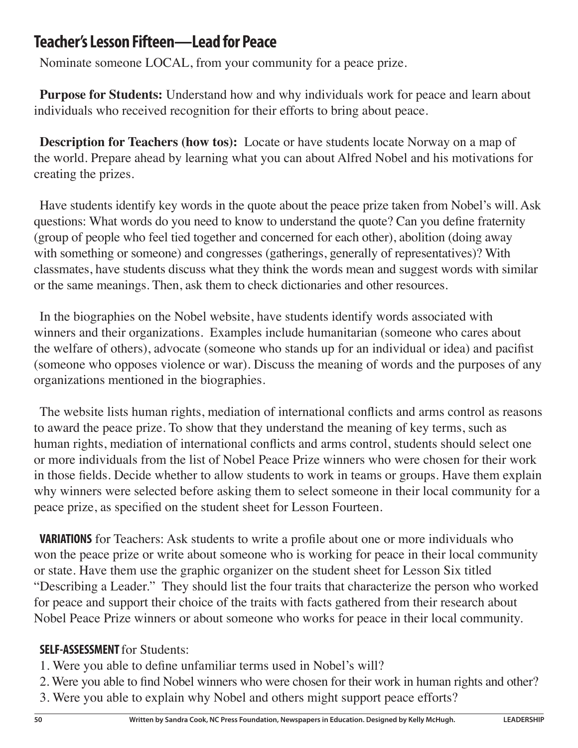## Teacher's Lesson Fifteen—Lead for Peace

Nominate someone LOCAL, from your community for a peace prize.

**Purpose for Students:** Understand how and why individuals work for peace and learn about individuals who received recognition for their efforts to bring about peace.

**Description for Teachers (how tos):** Locate or have students locate Norway on a map of the world. Prepare ahead by learning what you can about Alfred Nobel and his motivations for creating the prizes.

Have students identify key words in the quote about the peace prize taken from Nobel's will. Ask questions: What words do you need to know to understand the quote? Can you define fraternity (group of people who feel tied together and concerned for each other), abolition (doing away with something or someone) and congresses (gatherings, generally of representatives)? With classmates, have students discuss what they think the words mean and suggest words with similar or the same meanings. Then, ask them to check dictionaries and other resources.

In the biographies on the Nobel website, have students identify words associated with winners and their organizations. Examples include humanitarian (someone who cares about the welfare of others), advocate (someone who stands up for an individual or idea) and pacifist (someone who opposes violence or war). Discuss the meaning of words and the purposes of any organizations mentioned in the biographies.

The website lists human rights, mediation of international conflicts and arms control as reasons to award the peace prize. To show that they understand the meaning of key terms, such as human rights, mediation of international conflicts and arms control, students should select one or more individuals from the list of Nobel Peace Prize winners who were chosen for their work in those fields. Decide whether to allow students to work in teams or groups. Have them explain why winners were selected before asking them to select someone in their local community for a peace prize, as specified on the student sheet for Lesson Fourteen.

**VARIATIONS** for Teachers: Ask students to write a profile about one or more individuals who won the peace prize or write about someone who is working for peace in their local community or state. Have them use the graphic organizer on the student sheet for Lesson Six titled "Describing a Leader." They should list the four traits that characterize the person who worked for peace and support their choice of the traits with facts gathered from their research about Nobel Peace Prize winners or about someone who works for peace in their local community.

**SELF-ASSESSMENT** for Students:

1. Were you able to define unfamiliar terms used in Nobel's will?
2. Were you able to find Nobel winners who were chosen for their work in human rights and other?
3. Were you able to explain why Nobel and others might support peace efforts?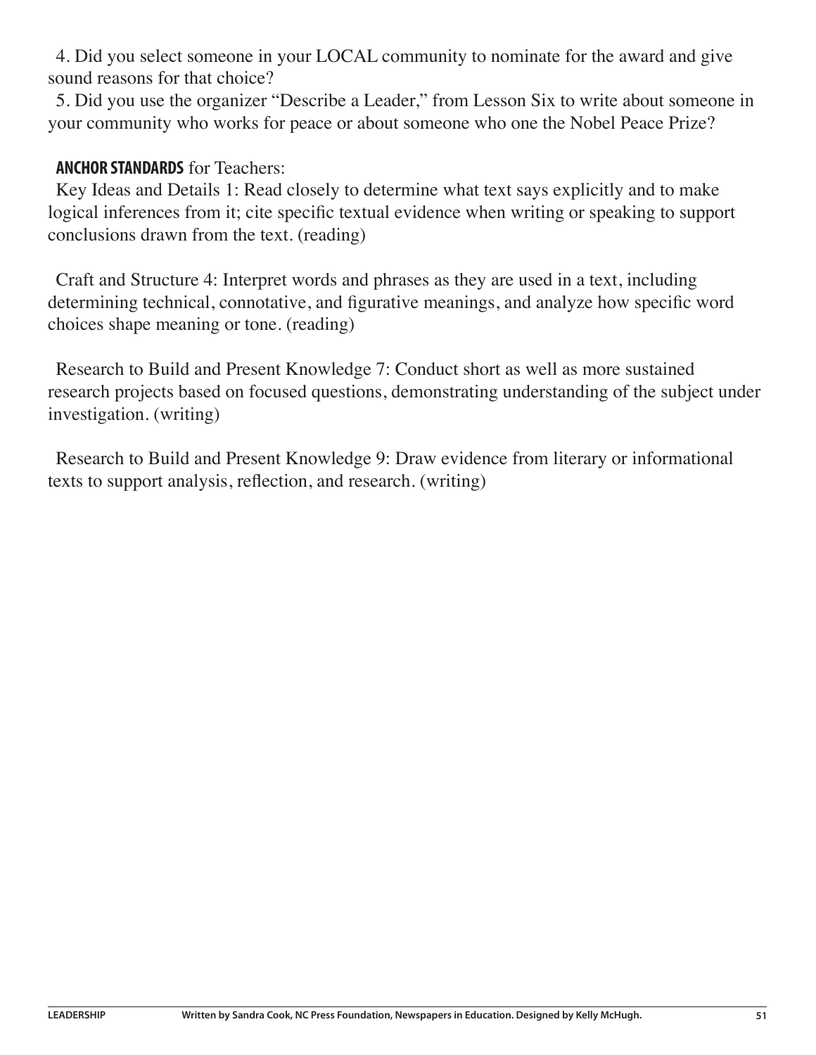4. Did you select someone in your LOCAL community to nominate for the award and give sound reasons for that choice?

5. Did you use the organizer "Describe a Leader," from Lesson Six to write about someone in your community who works for peace or about someone who one the Nobel Peace Prize?

**ANCHOR STANDARDS** for Teachers:

Key Ideas and Details 1: Read closely to determine what text says explicitly and to make logical inferences from it; cite specific textual evidence when writing or speaking to support conclusions drawn from the text. (reading)

Craft and Structure 4: Interpret words and phrases as they are used in a text, including determining technical, connotative, and figurative meanings, and analyze how specific word choices shape meaning or tone. (reading)

Research to Build and Present Knowledge 7: Conduct short as well as more sustained research projects based on focused questions, demonstrating understanding of the subject under investigation. (writing)

Research to Build and Present Knowledge 9: Draw evidence from literary or informational texts to support analysis, reflection, and research. (writing)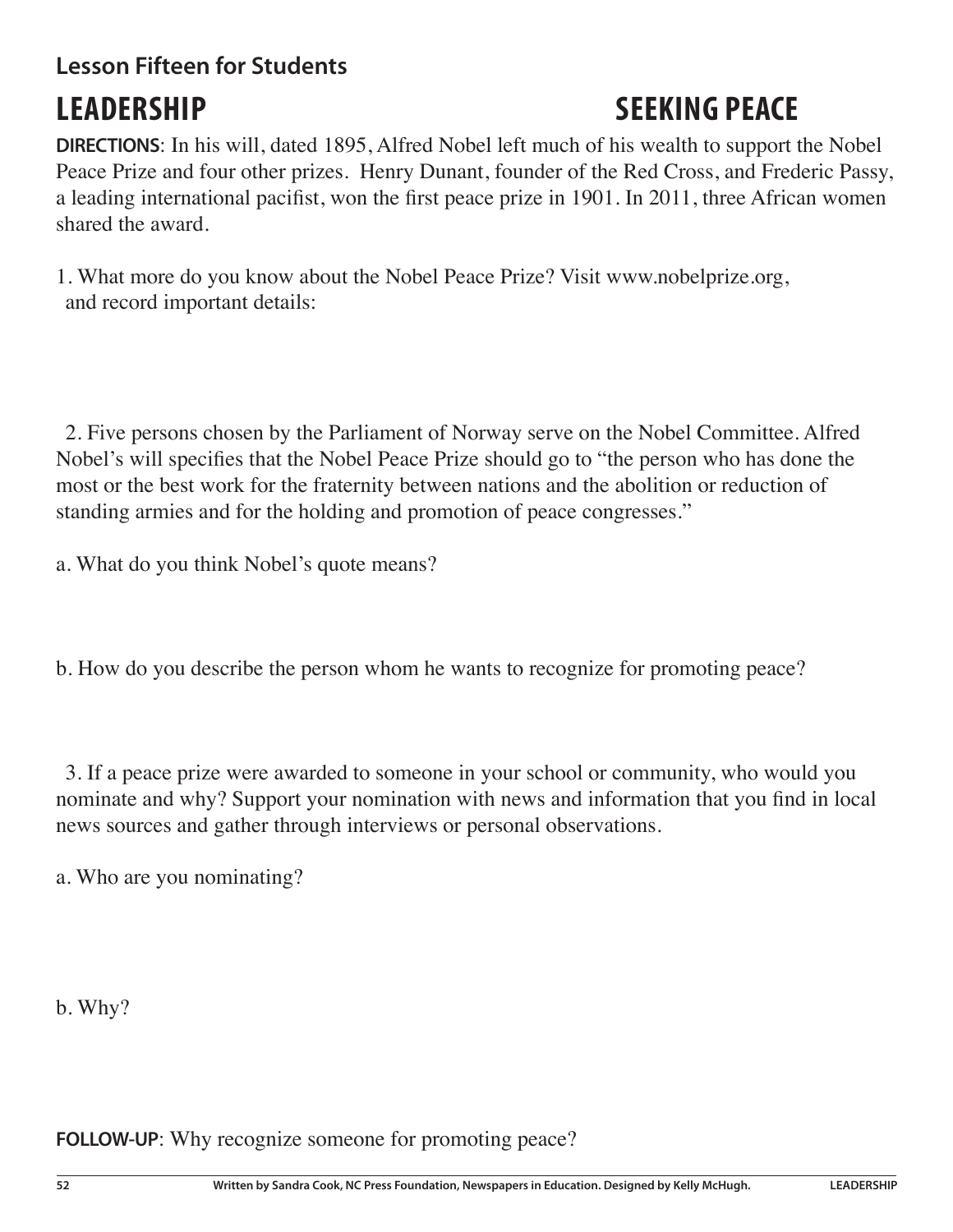**Lesson Fifteen for Students**

# LEADERSHIP — SEEKING PEACE

**DIRECTIONS**: In his will, dated 1895, Alfred Nobel left much of his wealth to support the Nobel Peace Prize and four other prizes. Henry Dunant, founder of the Red Cross, and Frederic Passy, a leading international pacifist, won the first peace prize in 1901. In 2011, three African women shared the award.

1. What more do you know about the Nobel Peace Prize? Visit www.nobelprize.org, and record important details:

2. Five persons chosen by the Parliament of Norway serve on the Nobel Committee. Alfred Nobel's will specifies that the Nobel Peace Prize should go to "the person who has done the most or the best work for the fraternity between nations and the abolition or reduction of standing armies and for the holding and promotion of peace congresses."

a. What do you think Nobel's quote means?

b. How do you describe the person whom he wants to recognize for promoting peace?

3. If a peace prize were awarded to someone in your school or community, who would you nominate and why? Support your nomination with news and information that you find in local news sources and gather through interviews or personal observations.

a. Who are you nominating?

b. Why?

**FOLLOW-UP**: Why recognize someone for promoting peace?

Written by Sandra Cook, NC Press Foundation, Newspapers in Education. Designed by Kelly McHugh.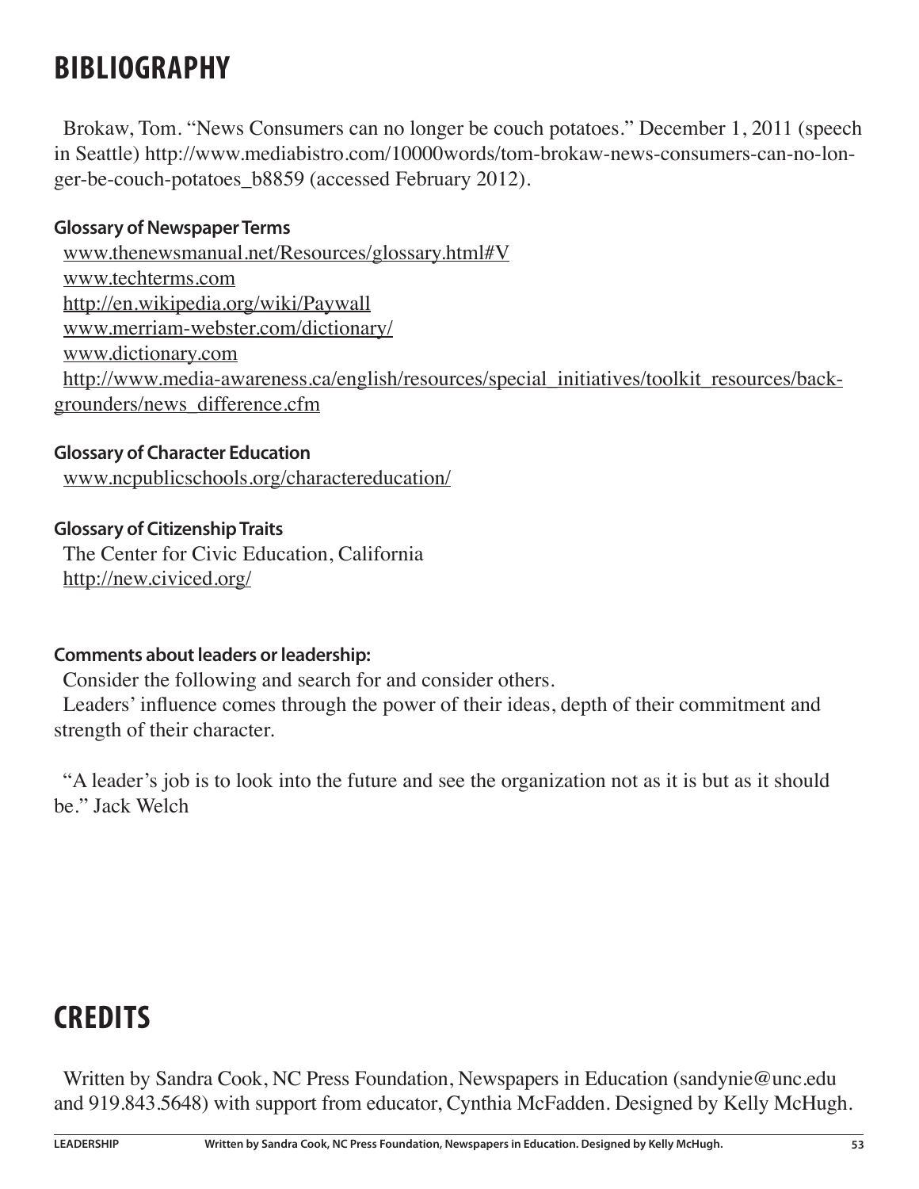# BIBLIOGRAPHY

Brokaw, Tom. "News Consumers can no longer be couch potatoes." December 1, 2011 (speech in Seattle) http://www.mediabistro.com/10000words/tom-brokaw-news-consumers-can-no-longer-be-couch-potatoes_b8859 (accessed February 2012).

**Glossary of Newspaper Terms**

www.thenewsmanual.net/Resources/glossary.html#V
www.techterms.com
http://en.wikipedia.org/wiki/Paywall
www.merriam-webster.com/dictionary/
www.dictionary.com
http://www.media-awareness.ca/english/resources/special_initiatives/toolkit_resources/backgrounders/news_difference.cfm

**Glossary of Character Education**

www.ncpublicschools.org/charactereducation/

**Glossary of Citizenship Traits**

The Center for Civic Education, California
http://new.civiced.org/

**Comments about leaders or leadership:**

Consider the following and search for and consider others.

Leaders' influence comes through the power of their ideas, depth of their commitment and strength of their character.

"A leader's job is to look into the future and see the organization not as it is but as it should be." Jack Welch

# CREDITS

Written by Sandra Cook, NC Press Foundation, Newspapers in Education (sandynie@unc.edu and 919.843.5648) with support from educator, Cynthia McFadden. Designed by Kelly McHugh.